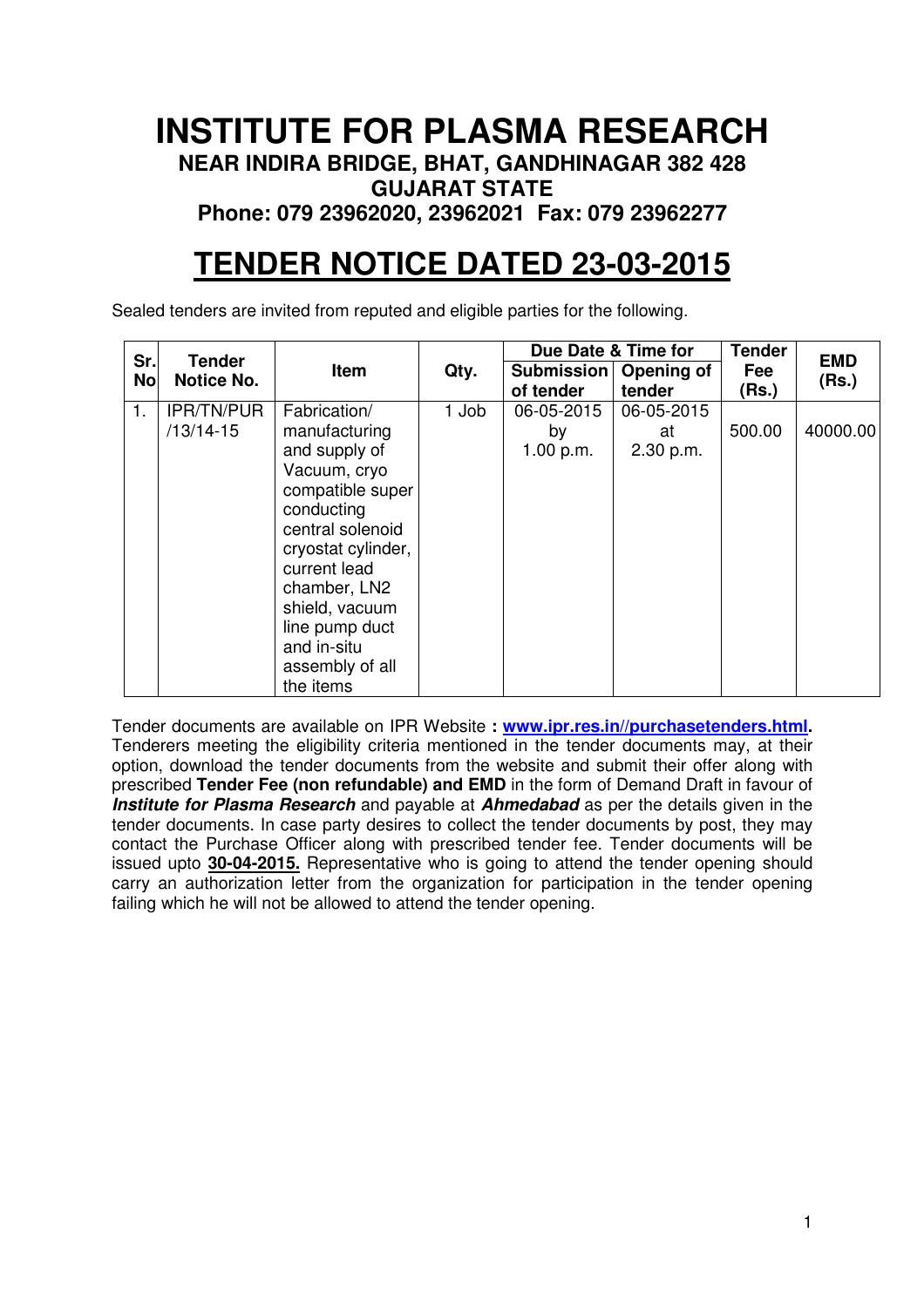# INSTITUTE FOR PLASMA RESEARCH

**NEAR INDIRA BRIDGE, BHAT, GANDHINAGAR 382 428**
**GUJARAT STATE**
**Phone: 079 23962020, 23962021 Fax: 079 23962277**

## TENDER NOTICE DATED 23-03-2015

Sealed tenders are invited from reputed and eligible parties for the following.

| Sr. No | Tender Notice No. | Item | Qty. | Due Date & Time for | | Tender Fee (Rs.) | EMD (Rs.) |
|---|---|---|---|---|---|---|---|
| | | | | Submission of tender | Opening of tender | | |
| 1. | IPR/TN/PUR /13/14-15 | Fabrication/ manufacturing and supply of Vacuum, cryo compatible super conducting central solenoid cryostat cylinder, current lead chamber, LN2 shield, vacuum line pump duct and in-situ assembly of all the items | 1 Job | 06-05-2015 by 1.00 p.m. | 06-05-2015 at 2.30 p.m. | 500.00 | 40000.00 |

Tender documents are available on IPR Website **: www.ipr.res.in//purchasetenders.html.** Tenderers meeting the eligibility criteria mentioned in the tender documents may, at their option, download the tender documents from the website and submit their offer along with prescribed **Tender Fee (non refundable) and EMD** in the form of Demand Draft in favour of ***Institute for Plasma Research*** and payable at ***Ahmedabad*** as per the details given in the tender documents. In case party desires to collect the tender documents by post, they may contact the Purchase Officer along with prescribed tender fee. Tender documents will be issued upto **30-04-2015.** Representative who is going to attend the tender opening should carry an authorization letter from the organization for participation in the tender opening failing which he will not be allowed to attend the tender opening.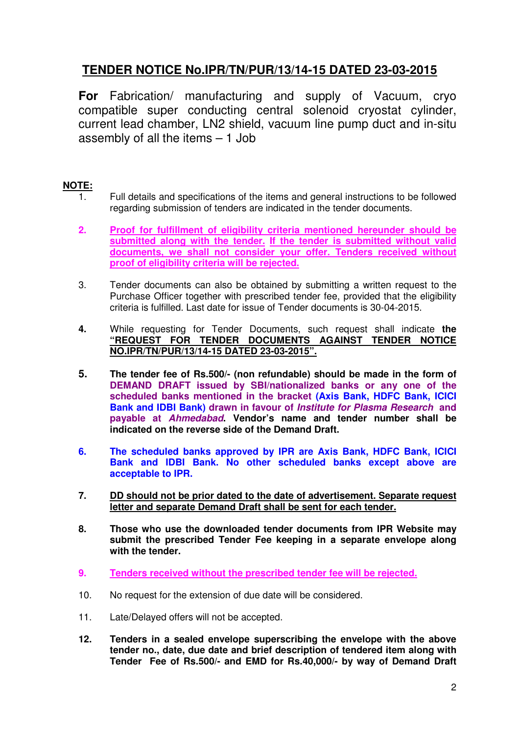## TENDER NOTICE No.IPR/TN/PUR/13/14-15 DATED 23-03-2015

**For** Fabrication/ manufacturing and supply of Vacuum, cryo compatible super conducting central solenoid cryostat cylinder, current lead chamber, LN2 shield, vacuum line pump duct and in-situ assembly of all the items – 1 Job

**NOTE:**

1. Full details and specifications of the items and general instructions to be followed regarding submission of tenders are indicated in the tender documents.

2. **Proof for fulfillment of eligibility criteria mentioned hereunder should be submitted along with the tender. If the tender is submitted without valid documents, we shall not consider your offer. Tenders received without proof of eligibility criteria will be rejected.**

3. Tender documents can also be obtained by submitting a written request to the Purchase Officer together with prescribed tender fee, provided that the eligibility criteria is fulfilled. Last date for issue of Tender documents is 30-04-2015.

4. While requesting for Tender Documents, such request shall indicate **the "REQUEST FOR TENDER DOCUMENTS AGAINST TENDER NOTICE NO.IPR/TN/PUR/13/14-15 DATED 23-03-2015".**

5. **The tender fee of Rs.500/- (non refundable) should be made in the form of DEMAND DRAFT issued by SBI/nationalized banks or any one of the scheduled banks mentioned in the bracket (Axis Bank, HDFC Bank, ICICI Bank and IDBI Bank) drawn in favour of *Institute for Plasma Research* and payable at *Ahmedabad*. Vendor's name and tender number shall be indicated on the reverse side of the Demand Draft.**

6. **The scheduled banks approved by IPR are Axis Bank, HDFC Bank, ICICI Bank and IDBI Bank. No other scheduled banks except above are acceptable to IPR.**

7. **DD should not be prior dated to the date of advertisement. Separate request letter and separate Demand Draft shall be sent for each tender.**

8. **Those who use the downloaded tender documents from IPR Website may submit the prescribed Tender Fee keeping in a separate envelope along with the tender.**

9. **Tenders received without the prescribed tender fee will be rejected.**

10. No request for the extension of due date will be considered.

11. Late/Delayed offers will not be accepted.

12. **Tenders in a sealed envelope superscribing the envelope with the above tender no., date, due date and brief description of tendered item along with Tender Fee of Rs.500/- and EMD for Rs.40,000/- by way of Demand Draft**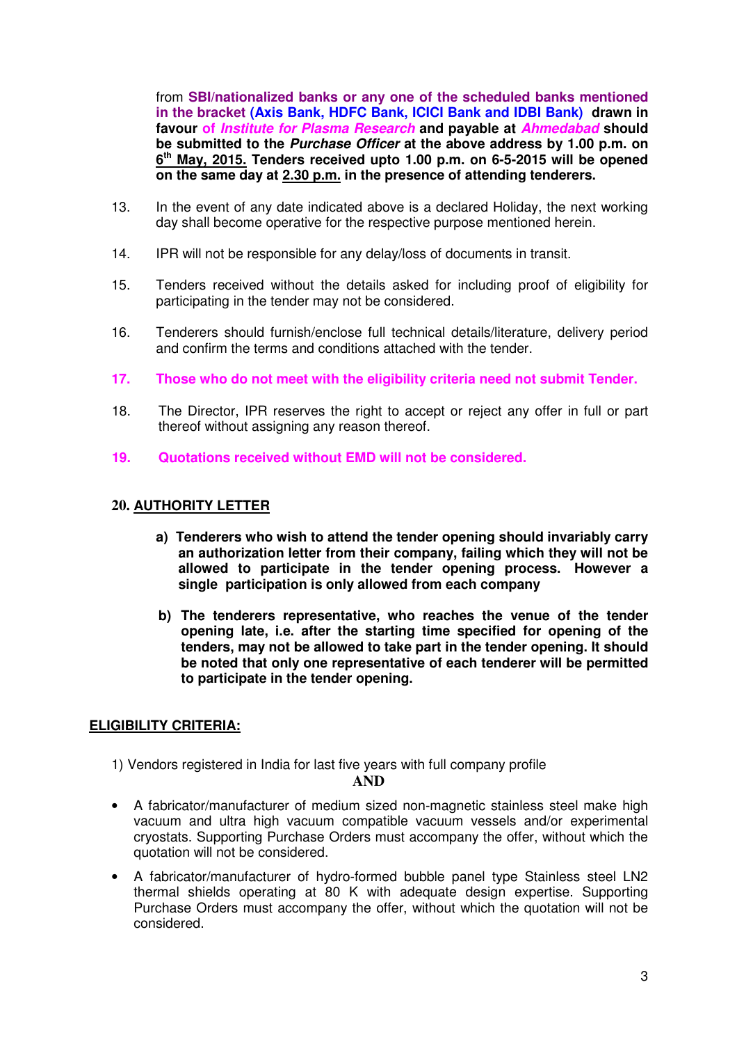from **SBI/nationalized banks or any one of the scheduled banks mentioned in the bracket (Axis Bank, HDFC Bank, ICICI Bank and IDBI Bank) drawn in favour of *Institute for Plasma Research* and payable at *Ahmedabad* should be submitted to the *Purchase Officer* at the above address by 1.00 p.m. on 6th May, 2015. Tenders received upto 1.00 p.m. on 6-5-2015 will be opened on the same day at 2.30 p.m. in the presence of attending tenderers.**

13. In the event of any date indicated above is a declared Holiday, the next working day shall become operative for the respective purpose mentioned herein.

14. IPR will not be responsible for any delay/loss of documents in transit.

15. Tenders received without the details asked for including proof of eligibility for participating in the tender may not be considered.

16. Tenderers should furnish/enclose full technical details/literature, delivery period and confirm the terms and conditions attached with the tender.

17. **Those who do not meet with the eligibility criteria need not submit Tender.**

18. The Director, IPR reserves the right to accept or reject any offer in full or part thereof without assigning any reason thereof.

19. **Quotations received without EMD will not be considered.**

**20. AUTHORITY LETTER**

a) **Tenderers who wish to attend the tender opening should invariably carry an authorization letter from their company, failing which they will not be allowed to participate in the tender opening process. However a single participation is only allowed from each company**

b) **The tenderers representative, who reaches the venue of the tender opening late, i.e. after the starting time specified for opening of the tenders, may not be allowed to take part in the tender opening. It should be noted that only one representative of each tenderer will be permitted to participate in the tender opening.**

**ELIGIBILITY CRITERIA:**

1) Vendors registered in India for last five years with full company profile

**AND**

- A fabricator/manufacturer of medium sized non-magnetic stainless steel make high vacuum and ultra high vacuum compatible vacuum vessels and/or experimental cryostats. Supporting Purchase Orders must accompany the offer, without which the quotation will not be considered.
- A fabricator/manufacturer of hydro-formed bubble panel type Stainless steel LN2 thermal shields operating at 80 K with adequate design expertise. Supporting Purchase Orders must accompany the offer, without which the quotation will not be considered.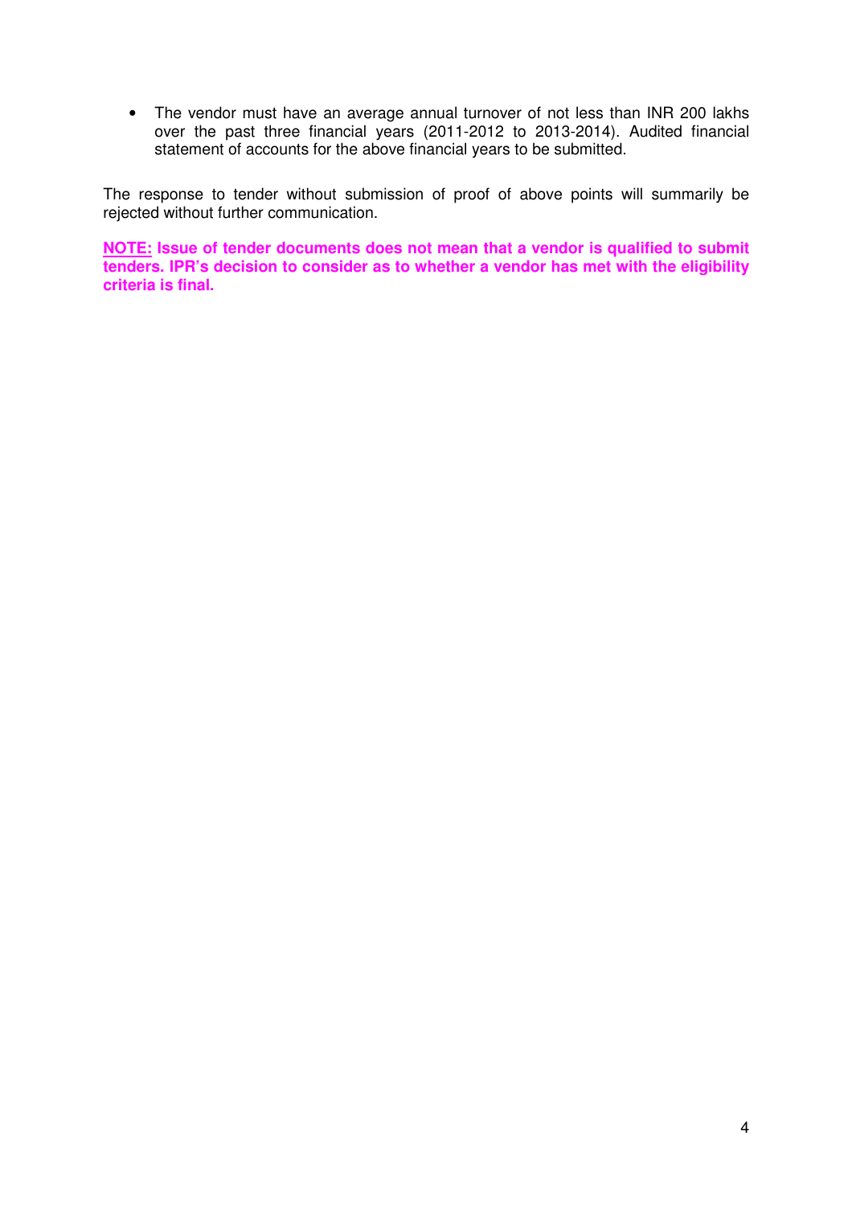- The vendor must have an average annual turnover of not less than INR 200 lakhs over the past three financial years (2011-2012 to 2013-2014). Audited financial statement of accounts for the above financial years to be submitted.

The response to tender without submission of proof of above points will summarily be rejected without further communication.

**NOTE: Issue of tender documents does not mean that a vendor is qualified to submit tenders. IPR's decision to consider as to whether a vendor has met with the eligibility criteria is final.**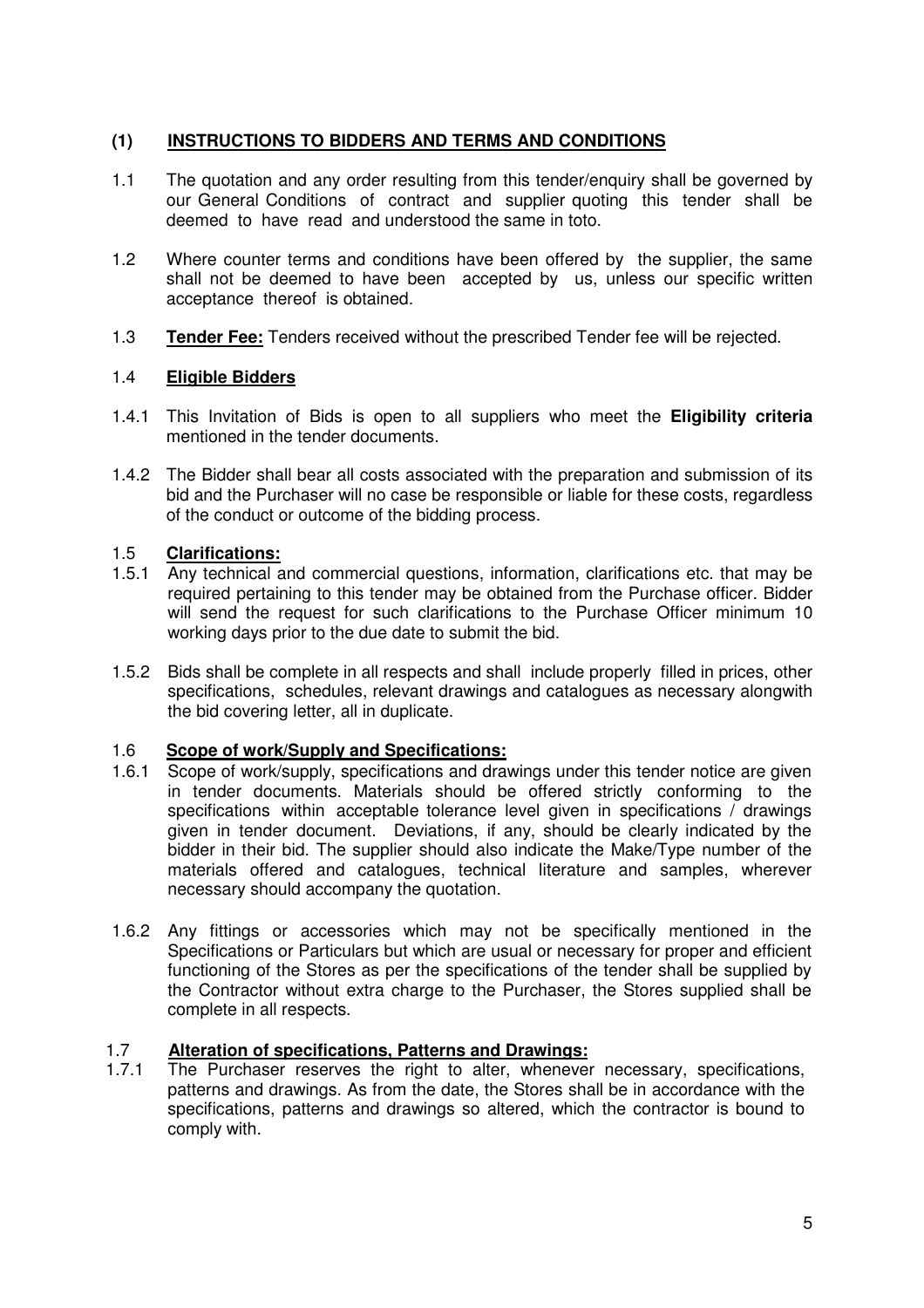## (1) INSTRUCTIONS TO BIDDERS AND TERMS AND CONDITIONS

1.1 The quotation and any order resulting from this tender/enquiry shall be governed by our General Conditions of contract and supplier quoting this tender shall be deemed to have read and understood the same in toto.

1.2 Where counter terms and conditions have been offered by the supplier, the same shall not be deemed to have been accepted by us, unless our specific written acceptance thereof is obtained.

1.3 **Tender Fee:** Tenders received without the prescribed Tender fee will be rejected.

### 1.4 Eligible Bidders

1.4.1 This Invitation of Bids is open to all suppliers who meet the **Eligibility criteria** mentioned in the tender documents.

1.4.2 The Bidder shall bear all costs associated with the preparation and submission of its bid and the Purchaser will no case be responsible or liable for these costs, regardless of the conduct or outcome of the bidding process.

### 1.5 Clarifications:

1.5.1 Any technical and commercial questions, information, clarifications etc. that may be required pertaining to this tender may be obtained from the Purchase officer. Bidder will send the request for such clarifications to the Purchase Officer minimum 10 working days prior to the due date to submit the bid.

1.5.2 Bids shall be complete in all respects and shall include properly filled in prices, other specifications, schedules, relevant drawings and catalogues as necessary alongwith the bid covering letter, all in duplicate.

### 1.6 Scope of work/Supply and Specifications:

1.6.1 Scope of work/supply, specifications and drawings under this tender notice are given in tender documents. Materials should be offered strictly conforming to the specifications within acceptable tolerance level given in specifications / drawings given in tender document. Deviations, if any, should be clearly indicated by the bidder in their bid. The supplier should also indicate the Make/Type number of the materials offered and catalogues, technical literature and samples, wherever necessary should accompany the quotation.

1.6.2 Any fittings or accessories which may not be specifically mentioned in the Specifications or Particulars but which are usual or necessary for proper and efficient functioning of the Stores as per the specifications of the tender shall be supplied by the Contractor without extra charge to the Purchaser, the Stores supplied shall be complete in all respects.

### 1.7 Alteration of specifications, Patterns and Drawings:

1.7.1 The Purchaser reserves the right to alter, whenever necessary, specifications, patterns and drawings. As from the date, the Stores shall be in accordance with the specifications, patterns and drawings so altered, which the contractor is bound to comply with.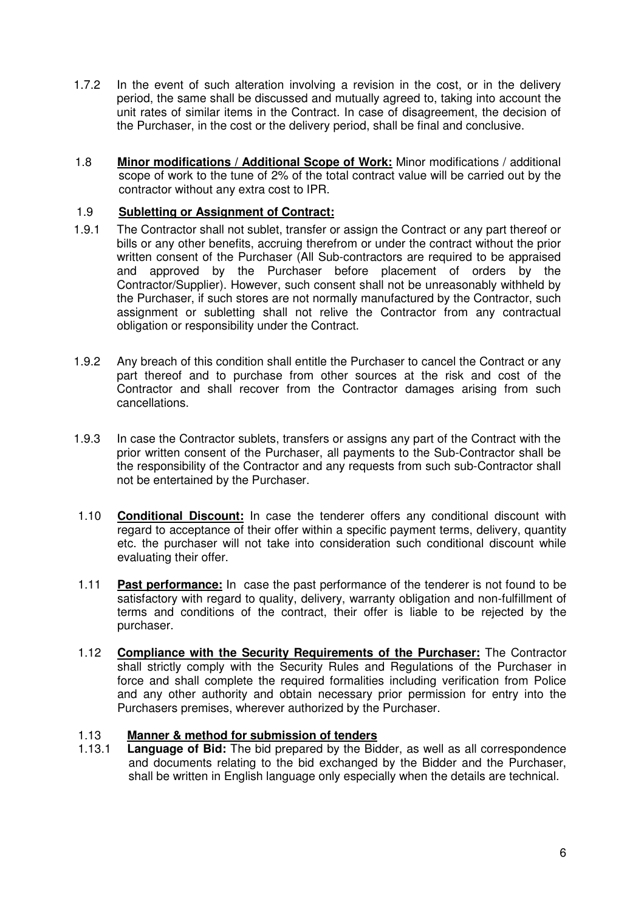1.7.2 In the event of such alteration involving a revision in the cost, or in the delivery period, the same shall be discussed and mutually agreed to, taking into account the unit rates of similar items in the Contract. In case of disagreement, the decision of the Purchaser, in the cost or the delivery period, shall be final and conclusive.

1.8 **Minor modifications / Additional Scope of Work:** Minor modifications / additional scope of work to the tune of 2% of the total contract value will be carried out by the contractor without any extra cost to IPR.

1.9 **Subletting or Assignment of Contract:**

1.9.1 The Contractor shall not sublet, transfer or assign the Contract or any part thereof or bills or any other benefits, accruing therefrom or under the contract without the prior written consent of the Purchaser (All Sub-contractors are required to be appraised and approved by the Purchaser before placement of orders by the Contractor/Supplier). However, such consent shall not be unreasonably withheld by the Purchaser, if such stores are not normally manufactured by the Contractor, such assignment or subletting shall not relive the Contractor from any contractual obligation or responsibility under the Contract.

1.9.2 Any breach of this condition shall entitle the Purchaser to cancel the Contract or any part thereof and to purchase from other sources at the risk and cost of the Contractor and shall recover from the Contractor damages arising from such cancellations.

1.9.3 In case the Contractor sublets, transfers or assigns any part of the Contract with the prior written consent of the Purchaser, all payments to the Sub-Contractor shall be the responsibility of the Contractor and any requests from such sub-Contractor shall not be entertained by the Purchaser.

1.10 **Conditional Discount:** In case the tenderer offers any conditional discount with regard to acceptance of their offer within a specific payment terms, delivery, quantity etc. the purchaser will not take into consideration such conditional discount while evaluating their offer.

1.11 **Past performance:** In case the past performance of the tenderer is not found to be satisfactory with regard to quality, delivery, warranty obligation and non-fulfillment of terms and conditions of the contract, their offer is liable to be rejected by the purchaser.

1.12 **Compliance with the Security Requirements of the Purchaser:** The Contractor shall strictly comply with the Security Rules and Regulations of the Purchaser in force and shall complete the required formalities including verification from Police and any other authority and obtain necessary prior permission for entry into the Purchasers premises, wherever authorized by the Purchaser.

1.13 **Manner & method for submission of tenders**

1.13.1 **Language of Bid:** The bid prepared by the Bidder, as well as all correspondence and documents relating to the bid exchanged by the Bidder and the Purchaser, shall be written in English language only especially when the details are technical.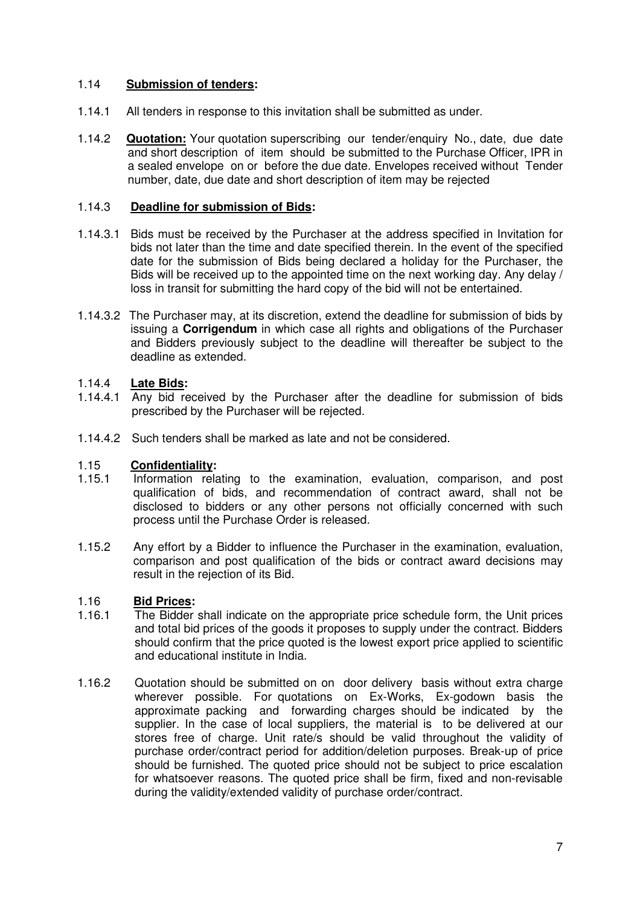1.14 **Submission of tenders:**

1.14.1 All tenders in response to this invitation shall be submitted as under.

1.14.2 **Quotation:** Your quotation superscribing our tender/enquiry No., date, due date and short description of item should be submitted to the Purchase Officer, IPR in a sealed envelope on or before the due date. Envelopes received without Tender number, date, due date and short description of item may be rejected

1.14.3 **Deadline for submission of Bids:**

1.14.3.1 Bids must be received by the Purchaser at the address specified in Invitation for bids not later than the time and date specified therein. In the event of the specified date for the submission of Bids being declared a holiday for the Purchaser, the Bids will be received up to the appointed time on the next working day. Any delay / loss in transit for submitting the hard copy of the bid will not be entertained.

1.14.3.2 The Purchaser may, at its discretion, extend the deadline for submission of bids by issuing a **Corrigendum** in which case all rights and obligations of the Purchaser and Bidders previously subject to the deadline will thereafter be subject to the deadline as extended.

1.14.4 **Late Bids:**

1.14.4.1 Any bid received by the Purchaser after the deadline for submission of bids prescribed by the Purchaser will be rejected.

1.14.4.2 Such tenders shall be marked as late and not be considered.

1.15 **Confidentiality:**

1.15.1 Information relating to the examination, evaluation, comparison, and post qualification of bids, and recommendation of contract award, shall not be disclosed to bidders or any other persons not officially concerned with such process until the Purchase Order is released.

1.15.2 Any effort by a Bidder to influence the Purchaser in the examination, evaluation, comparison and post qualification of the bids or contract award decisions may result in the rejection of its Bid.

1.16 **Bid Prices:**

1.16.1 The Bidder shall indicate on the appropriate price schedule form, the Unit prices and total bid prices of the goods it proposes to supply under the contract. Bidders should confirm that the price quoted is the lowest export price applied to scientific and educational institute in India.

1.16.2 Quotation should be submitted on on door delivery basis without extra charge wherever possible. For quotations on Ex-Works, Ex-godown basis the approximate packing and forwarding charges should be indicated by the supplier. In the case of local suppliers, the material is to be delivered at our stores free of charge. Unit rate/s should be valid throughout the validity of purchase order/contract period for addition/deletion purposes. Break-up of price should be furnished. The quoted price should not be subject to price escalation for whatsoever reasons. The quoted price shall be firm, fixed and non-revisable during the validity/extended validity of purchase order/contract.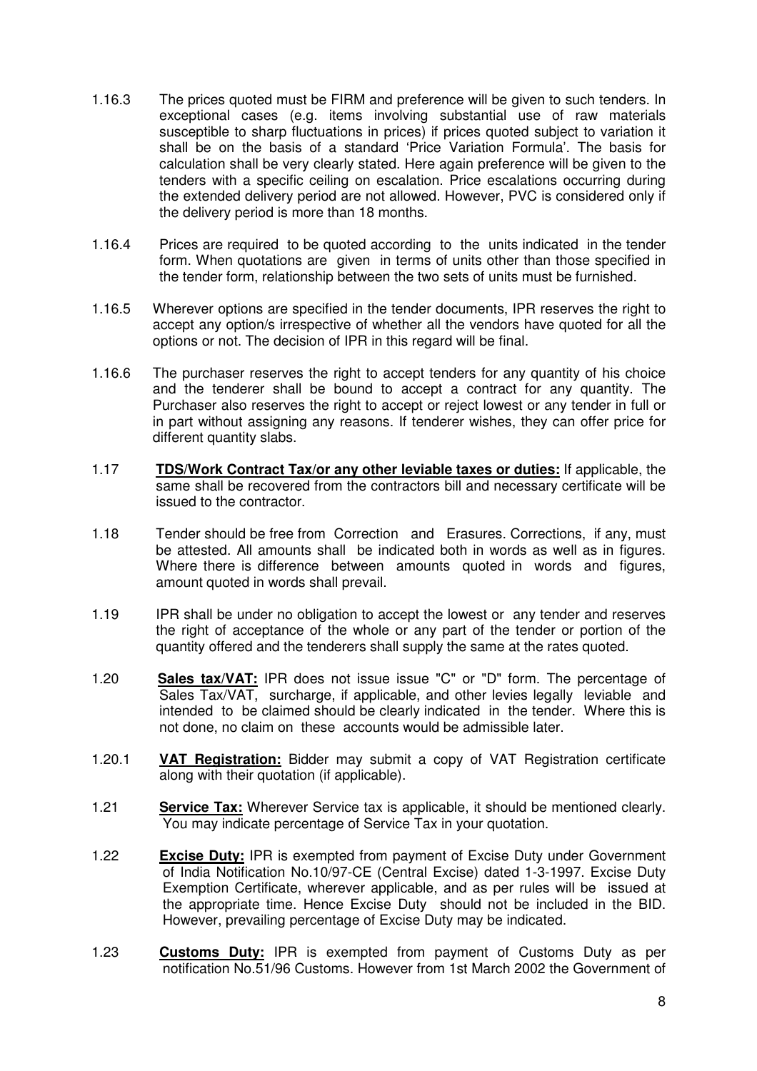1.16.3 The prices quoted must be FIRM and preference will be given to such tenders. In exceptional cases (e.g. items involving substantial use of raw materials susceptible to sharp fluctuations in prices) if prices quoted subject to variation it shall be on the basis of a standard 'Price Variation Formula'. The basis for calculation shall be very clearly stated. Here again preference will be given to the tenders with a specific ceiling on escalation. Price escalations occurring during the extended delivery period are not allowed. However, PVC is considered only if the delivery period is more than 18 months.

1.16.4 Prices are required to be quoted according to the units indicated in the tender form. When quotations are given in terms of units other than those specified in the tender form, relationship between the two sets of units must be furnished.

1.16.5 Wherever options are specified in the tender documents, IPR reserves the right to accept any option/s irrespective of whether all the vendors have quoted for all the options or not. The decision of IPR in this regard will be final.

1.16.6 The purchaser reserves the right to accept tenders for any quantity of his choice and the tenderer shall be bound to accept a contract for any quantity. The Purchaser also reserves the right to accept or reject lowest or any tender in full or in part without assigning any reasons. If tenderer wishes, they can offer price for different quantity slabs.

1.17 **TDS/Work Contract Tax/or any other leviable taxes or duties:** If applicable, the same shall be recovered from the contractors bill and necessary certificate will be issued to the contractor.

1.18 Tender should be free from Correction and Erasures. Corrections, if any, must be attested. All amounts shall be indicated both in words as well as in figures. Where there is difference between amounts quoted in words and figures, amount quoted in words shall prevail.

1.19 IPR shall be under no obligation to accept the lowest or any tender and reserves the right of acceptance of the whole or any part of the tender or portion of the quantity offered and the tenderers shall supply the same at the rates quoted.

1.20 **Sales tax/VAT:** IPR does not issue issue "C" or "D" form. The percentage of Sales Tax/VAT, surcharge, if applicable, and other levies legally leviable and intended to be claimed should be clearly indicated in the tender. Where this is not done, no claim on these accounts would be admissible later.

1.20.1 **VAT Registration:** Bidder may submit a copy of VAT Registration certificate along with their quotation (if applicable).

1.21 **Service Tax:** Wherever Service tax is applicable, it should be mentioned clearly. You may indicate percentage of Service Tax in your quotation.

1.22 **Excise Duty:** IPR is exempted from payment of Excise Duty under Government of India Notification No.10/97-CE (Central Excise) dated 1-3-1997. Excise Duty Exemption Certificate, wherever applicable, and as per rules will be issued at the appropriate time. Hence Excise Duty should not be included in the BID. However, prevailing percentage of Excise Duty may be indicated.

1.23 **Customs Duty:** IPR is exempted from payment of Customs Duty as per notification No.51/96 Customs. However from 1st March 2002 the Government of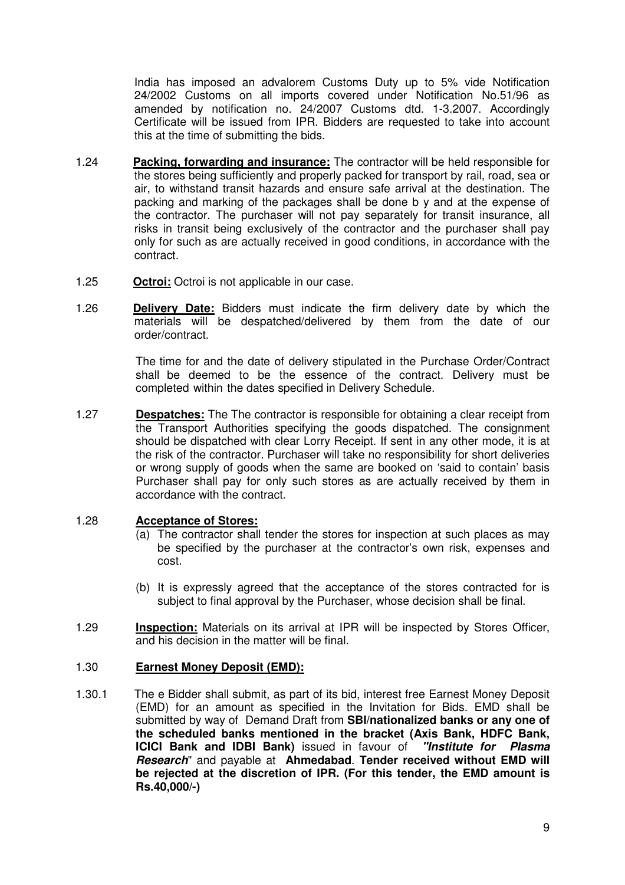India has imposed an advalorem Customs Duty up to 5% vide Notification 24/2002 Customs on all imports covered under Notification No.51/96 as amended by notification no. 24/2007 Customs dtd. 1-3.2007. Accordingly Certificate will be issued from IPR. Bidders are requested to take into account this at the time of submitting the bids.

1.24 **Packing, forwarding and insurance:** The contractor will be held responsible for the stores being sufficiently and properly packed for transport by rail, road, sea or air, to withstand transit hazards and ensure safe arrival at the destination. The packing and marking of the packages shall be done b y and at the expense of the contractor. The purchaser will not pay separately for transit insurance, all risks in transit being exclusively of the contractor and the purchaser shall pay only for such as are actually received in good conditions, in accordance with the contract.

1.25 **Octroi:** Octroi is not applicable in our case.

1.26 **Delivery Date:** Bidders must indicate the firm delivery date by which the materials will be despatched/delivered by them from the date of our order/contract.

The time for and the date of delivery stipulated in the Purchase Order/Contract shall be deemed to be the essence of the contract. Delivery must be completed within the dates specified in Delivery Schedule.

1.27 **Despatches:** The The contractor is responsible for obtaining a clear receipt from the Transport Authorities specifying the goods dispatched. The consignment should be dispatched with clear Lorry Receipt. If sent in any other mode, it is at the risk of the contractor. Purchaser will take no responsibility for short deliveries or wrong supply of goods when the same are booked on 'said to contain' basis Purchaser shall pay for only such stores as are actually received by them in accordance with the contract.

1.28 **Acceptance of Stores:**

(a) The contractor shall tender the stores for inspection at such places as may be specified by the purchaser at the contractor's own risk, expenses and cost.

(b) It is expressly agreed that the acceptance of the stores contracted for is subject to final approval by the Purchaser, whose decision shall be final.

1.29 **Inspection:** Materials on its arrival at IPR will be inspected by Stores Officer, and his decision in the matter will be final.

1.30 **Earnest Money Deposit (EMD):**

1.30.1 The e Bidder shall submit, as part of its bid, interest free Earnest Money Deposit (EMD) for an amount as specified in the Invitation for Bids. EMD shall be submitted by way of Demand Draft from **SBI/nationalized banks or any one of the scheduled banks mentioned in the bracket (Axis Bank, HDFC Bank, ICICI Bank and IDBI Bank)** issued in favour of ***"Institute for Plasma Research***" and payable at **Ahmedabad**. **Tender received without EMD will be rejected at the discretion of IPR. (For this tender, the EMD amount is Rs.40,000/-)**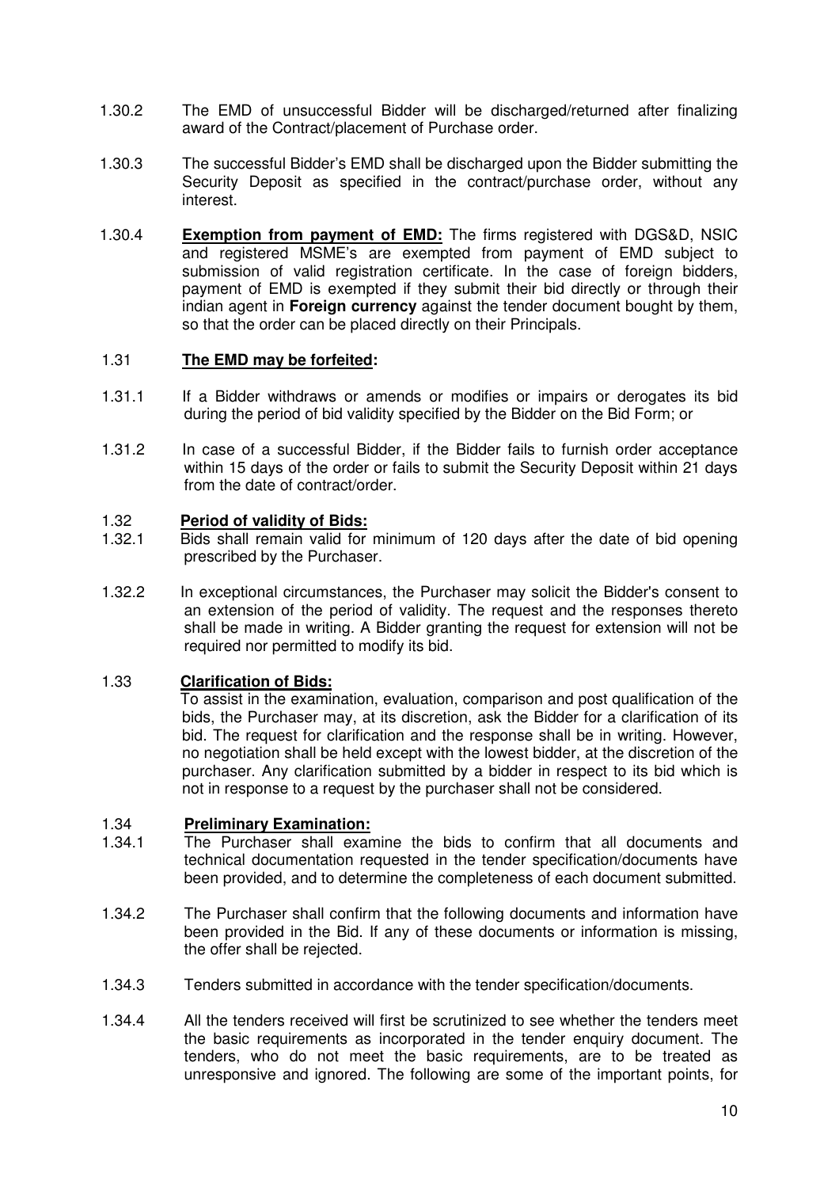1.30.2 The EMD of unsuccessful Bidder will be discharged/returned after finalizing award of the Contract/placement of Purchase order.

1.30.3 The successful Bidder's EMD shall be discharged upon the Bidder submitting the Security Deposit as specified in the contract/purchase order, without any interest.

1.30.4 **Exemption from payment of EMD:** The firms registered with DGS&D, NSIC and registered MSME's are exempted from payment of EMD subject to submission of valid registration certificate. In the case of foreign bidders, payment of EMD is exempted if they submit their bid directly or through their indian agent in **Foreign currency** against the tender document bought by them, so that the order can be placed directly on their Principals.

1.31 **The EMD may be forfeited:**

1.31.1 If a Bidder withdraws or amends or modifies or impairs or derogates its bid during the period of bid validity specified by the Bidder on the Bid Form; or

1.31.2 In case of a successful Bidder, if the Bidder fails to furnish order acceptance within 15 days of the order or fails to submit the Security Deposit within 21 days from the date of contract/order.

1.32 **Period of validity of Bids:**

1.32.1 Bids shall remain valid for minimum of 120 days after the date of bid opening prescribed by the Purchaser.

1.32.2 In exceptional circumstances, the Purchaser may solicit the Bidder's consent to an extension of the period of validity. The request and the responses thereto shall be made in writing. A Bidder granting the request for extension will not be required nor permitted to modify its bid.

1.33 **Clarification of Bids:**

To assist in the examination, evaluation, comparison and post qualification of the bids, the Purchaser may, at its discretion, ask the Bidder for a clarification of its bid. The request for clarification and the response shall be in writing. However, no negotiation shall be held except with the lowest bidder, at the discretion of the purchaser. Any clarification submitted by a bidder in respect to its bid which is not in response to a request by the purchaser shall not be considered.

1.34 **Preliminary Examination:**

1.34.1 The Purchaser shall examine the bids to confirm that all documents and technical documentation requested in the tender specification/documents have been provided, and to determine the completeness of each document submitted.

1.34.2 The Purchaser shall confirm that the following documents and information have been provided in the Bid. If any of these documents or information is missing, the offer shall be rejected.

1.34.3 Tenders submitted in accordance with the tender specification/documents.

1.34.4 All the tenders received will first be scrutinized to see whether the tenders meet the basic requirements as incorporated in the tender enquiry document. The tenders, who do not meet the basic requirements, are to be treated as unresponsive and ignored. The following are some of the important points, for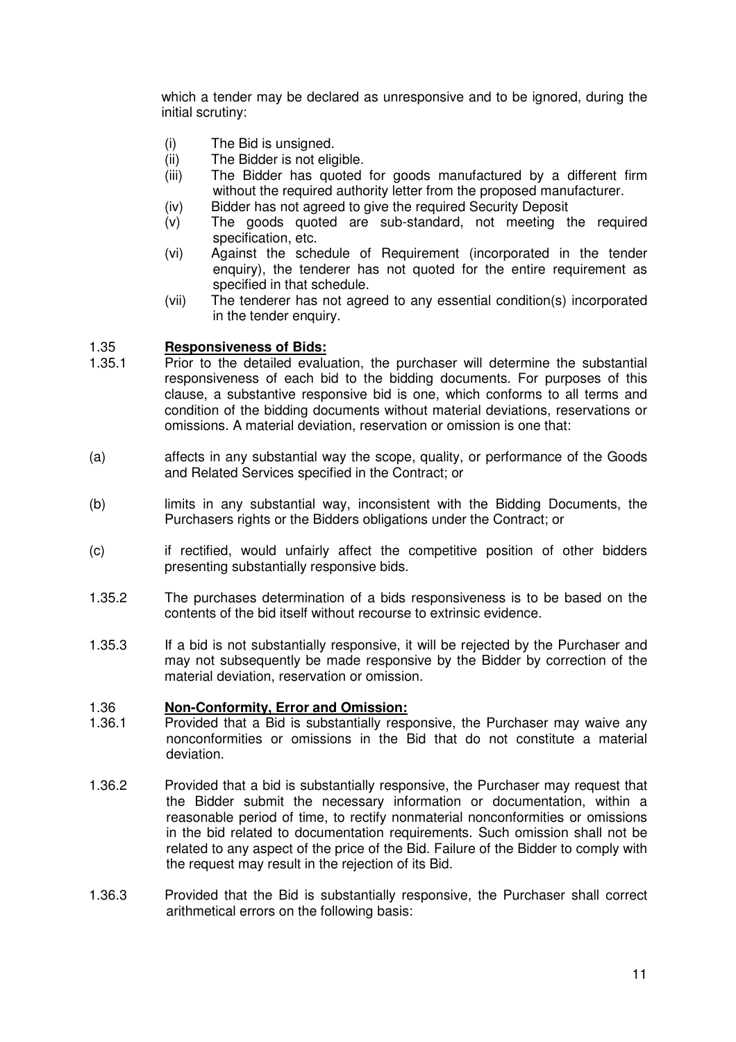which a tender may be declared as unresponsive and to be ignored, during the initial scrutiny:

(i) The Bid is unsigned.
(ii) The Bidder is not eligible.
(iii) The Bidder has quoted for goods manufactured by a different firm without the required authority letter from the proposed manufacturer.
(iv) Bidder has not agreed to give the required Security Deposit
(v) The goods quoted are sub-standard, not meeting the required specification, etc.
(vi) Against the schedule of Requirement (incorporated in the tender enquiry), the tenderer has not quoted for the entire requirement as specified in that schedule.
(vii) The tenderer has not agreed to any essential condition(s) incorporated in the tender enquiry.

### 1.35 **Responsiveness of Bids:**

1.35.1 Prior to the detailed evaluation, the purchaser will determine the substantial responsiveness of each bid to the bidding documents. For purposes of this clause, a substantive responsive bid is one, which conforms to all terms and condition of the bidding documents without material deviations, reservations or omissions. A material deviation, reservation or omission is one that:

(a) affects in any substantial way the scope, quality, or performance of the Goods and Related Services specified in the Contract; or

(b) limits in any substantial way, inconsistent with the Bidding Documents, the Purchasers rights or the Bidders obligations under the Contract; or

(c) if rectified, would unfairly affect the competitive position of other bidders presenting substantially responsive bids.

1.35.2 The purchases determination of a bids responsiveness is to be based on the contents of the bid itself without recourse to extrinsic evidence.

1.35.3 If a bid is not substantially responsive, it will be rejected by the Purchaser and may not subsequently be made responsive by the Bidder by correction of the material deviation, reservation or omission.

### 1.36 **Non-Conformity, Error and Omission:**

1.36.1 Provided that a Bid is substantially responsive, the Purchaser may waive any nonconformities or omissions in the Bid that do not constitute a material deviation.

1.36.2 Provided that a bid is substantially responsive, the Purchaser may request that the Bidder submit the necessary information or documentation, within a reasonable period of time, to rectify nonmaterial nonconformities or omissions in the bid related to documentation requirements. Such omission shall not be related to any aspect of the price of the Bid. Failure of the Bidder to comply with the request may result in the rejection of its Bid.

1.36.3 Provided that the Bid is substantially responsive, the Purchaser shall correct arithmetical errors on the following basis: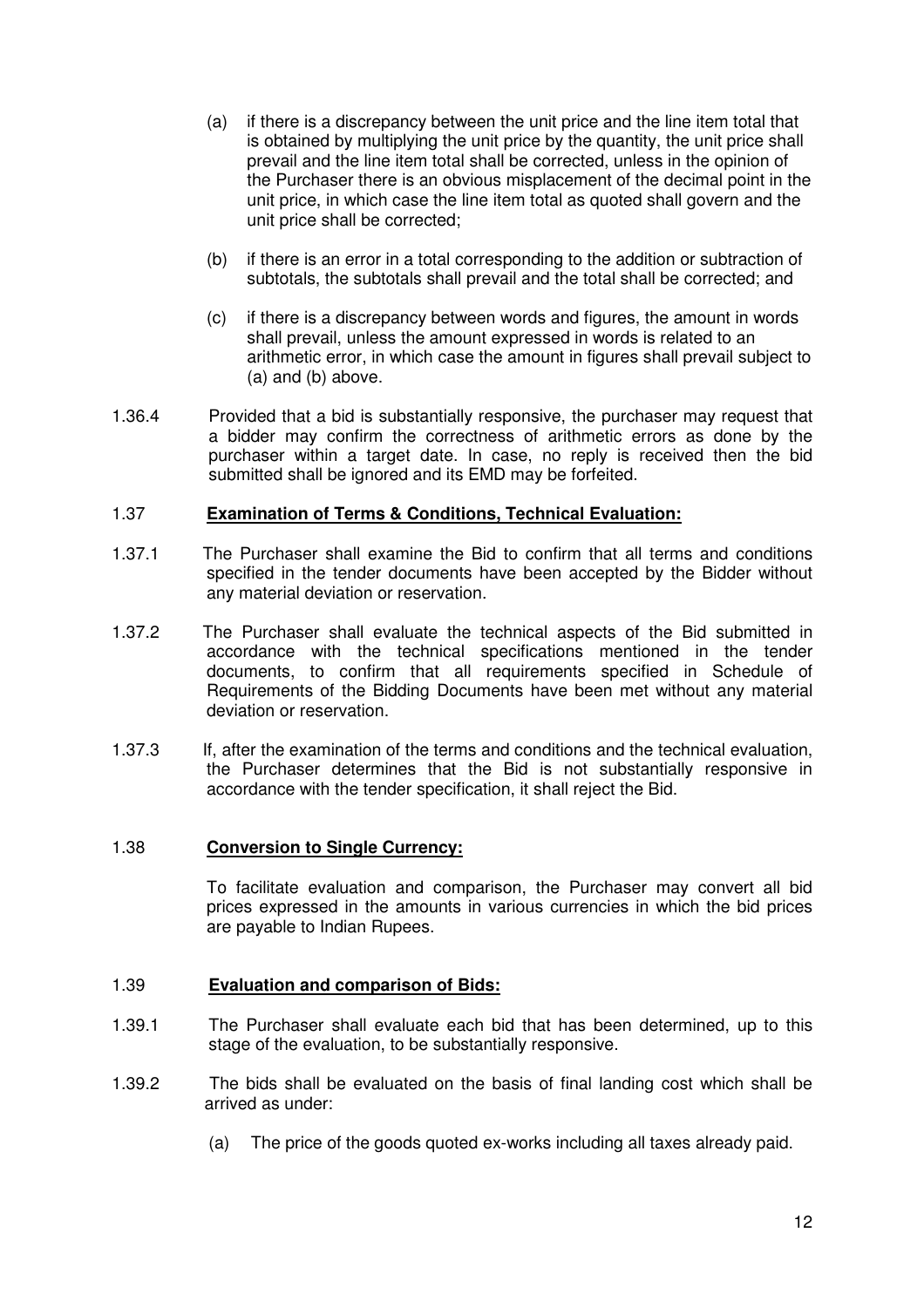(a) if there is a discrepancy between the unit price and the line item total that is obtained by multiplying the unit price by the quantity, the unit price shall prevail and the line item total shall be corrected, unless in the opinion of the Purchaser there is an obvious misplacement of the decimal point in the unit price, in which case the line item total as quoted shall govern and the unit price shall be corrected;

(b) if there is an error in a total corresponding to the addition or subtraction of subtotals, the subtotals shall prevail and the total shall be corrected; and

(c) if there is a discrepancy between words and figures, the amount in words shall prevail, unless the amount expressed in words is related to an arithmetic error, in which case the amount in figures shall prevail subject to (a) and (b) above.

1.36.4 Provided that a bid is substantially responsive, the purchaser may request that a bidder may confirm the correctness of arithmetic errors as done by the purchaser within a target date. In case, no reply is received then the bid submitted shall be ignored and its EMD may be forfeited.

### 1.37 **Examination of Terms & Conditions, Technical Evaluation:**

1.37.1 The Purchaser shall examine the Bid to confirm that all terms and conditions specified in the tender documents have been accepted by the Bidder without any material deviation or reservation.

1.37.2 The Purchaser shall evaluate the technical aspects of the Bid submitted in accordance with the technical specifications mentioned in the tender documents, to confirm that all requirements specified in Schedule of Requirements of the Bidding Documents have been met without any material deviation or reservation.

1.37.3 If, after the examination of the terms and conditions and the technical evaluation, the Purchaser determines that the Bid is not substantially responsive in accordance with the tender specification, it shall reject the Bid.

### 1.38 **Conversion to Single Currency:**

To facilitate evaluation and comparison, the Purchaser may convert all bid prices expressed in the amounts in various currencies in which the bid prices are payable to Indian Rupees.

### 1.39 **Evaluation and comparison of Bids:**

1.39.1 The Purchaser shall evaluate each bid that has been determined, up to this stage of the evaluation, to be substantially responsive.

1.39.2 The bids shall be evaluated on the basis of final landing cost which shall be arrived as under:

(a) The price of the goods quoted ex-works including all taxes already paid.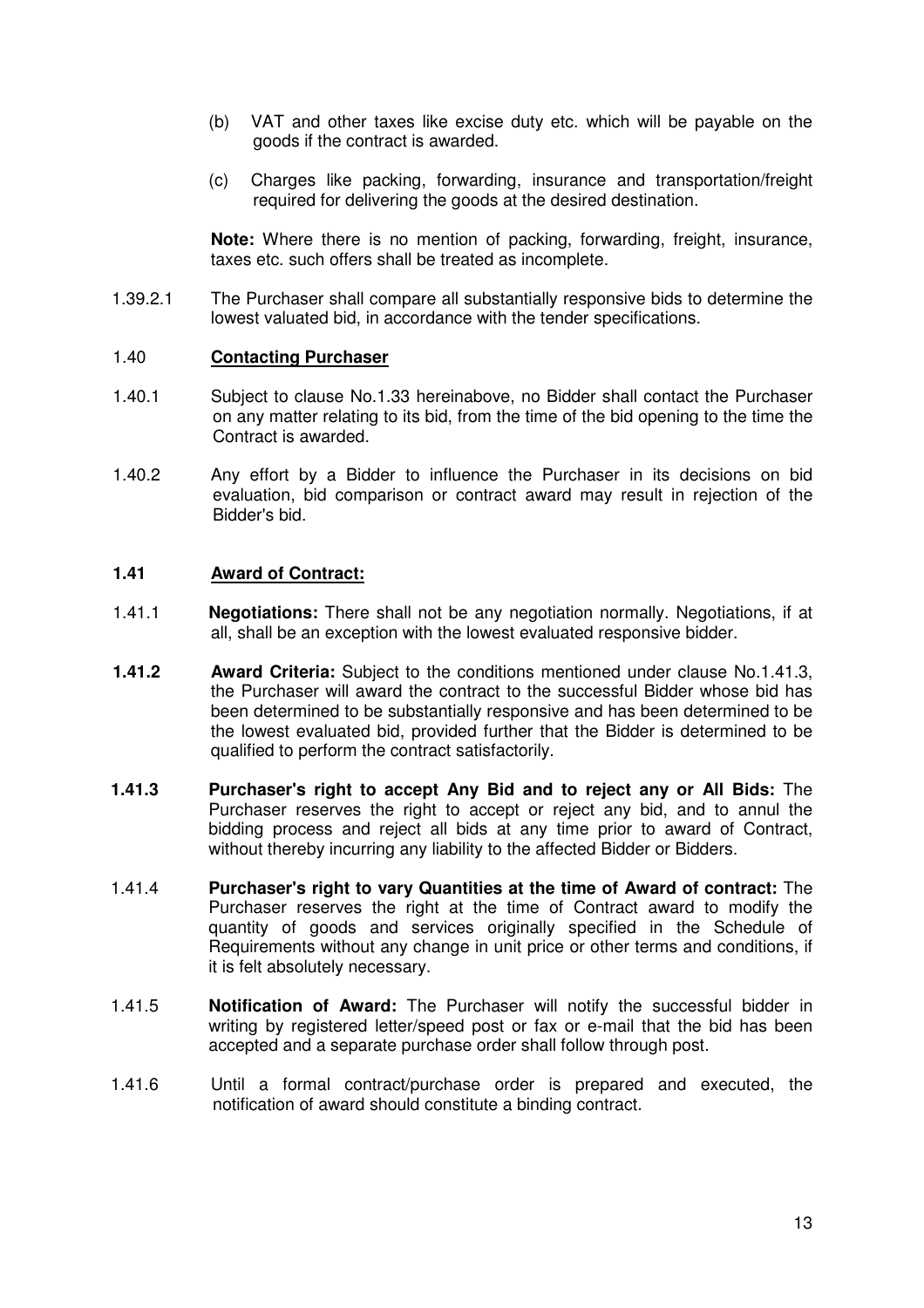(b) VAT and other taxes like excise duty etc. which will be payable on the goods if the contract is awarded.

(c) Charges like packing, forwarding, insurance and transportation/freight required for delivering the goods at the desired destination.

**Note:** Where there is no mention of packing, forwarding, freight, insurance, taxes etc. such offers shall be treated as incomplete.

1.39.2.1 The Purchaser shall compare all substantially responsive bids to determine the lowest valuated bid, in accordance with the tender specifications.

### 1.40 Contacting Purchaser

1.40.1 Subject to clause No.1.33 hereinabove, no Bidder shall contact the Purchaser on any matter relating to its bid, from the time of the bid opening to the time the Contract is awarded.

1.40.2 Any effort by a Bidder to influence the Purchaser in its decisions on bid evaluation, bid comparison or contract award may result in rejection of the Bidder's bid.

### 1.41 Award of Contract:

1.41.1 **Negotiations:** There shall not be any negotiation normally. Negotiations, if at all, shall be an exception with the lowest evaluated responsive bidder.

**1.41.2** **Award Criteria:** Subject to the conditions mentioned under clause No.1.41.3, the Purchaser will award the contract to the successful Bidder whose bid has been determined to be substantially responsive and has been determined to be the lowest evaluated bid, provided further that the Bidder is determined to be qualified to perform the contract satisfactorily.

**1.41.3** **Purchaser's right to accept Any Bid and to reject any or All Bids:** The Purchaser reserves the right to accept or reject any bid, and to annul the bidding process and reject all bids at any time prior to award of Contract, without thereby incurring any liability to the affected Bidder or Bidders.

1.41.4 **Purchaser's right to vary Quantities at the time of Award of contract:** The Purchaser reserves the right at the time of Contract award to modify the quantity of goods and services originally specified in the Schedule of Requirements without any change in unit price or other terms and conditions, if it is felt absolutely necessary.

1.41.5 **Notification of Award:** The Purchaser will notify the successful bidder in writing by registered letter/speed post or fax or e-mail that the bid has been accepted and a separate purchase order shall follow through post.

1.41.6 Until a formal contract/purchase order is prepared and executed, the notification of award should constitute a binding contract.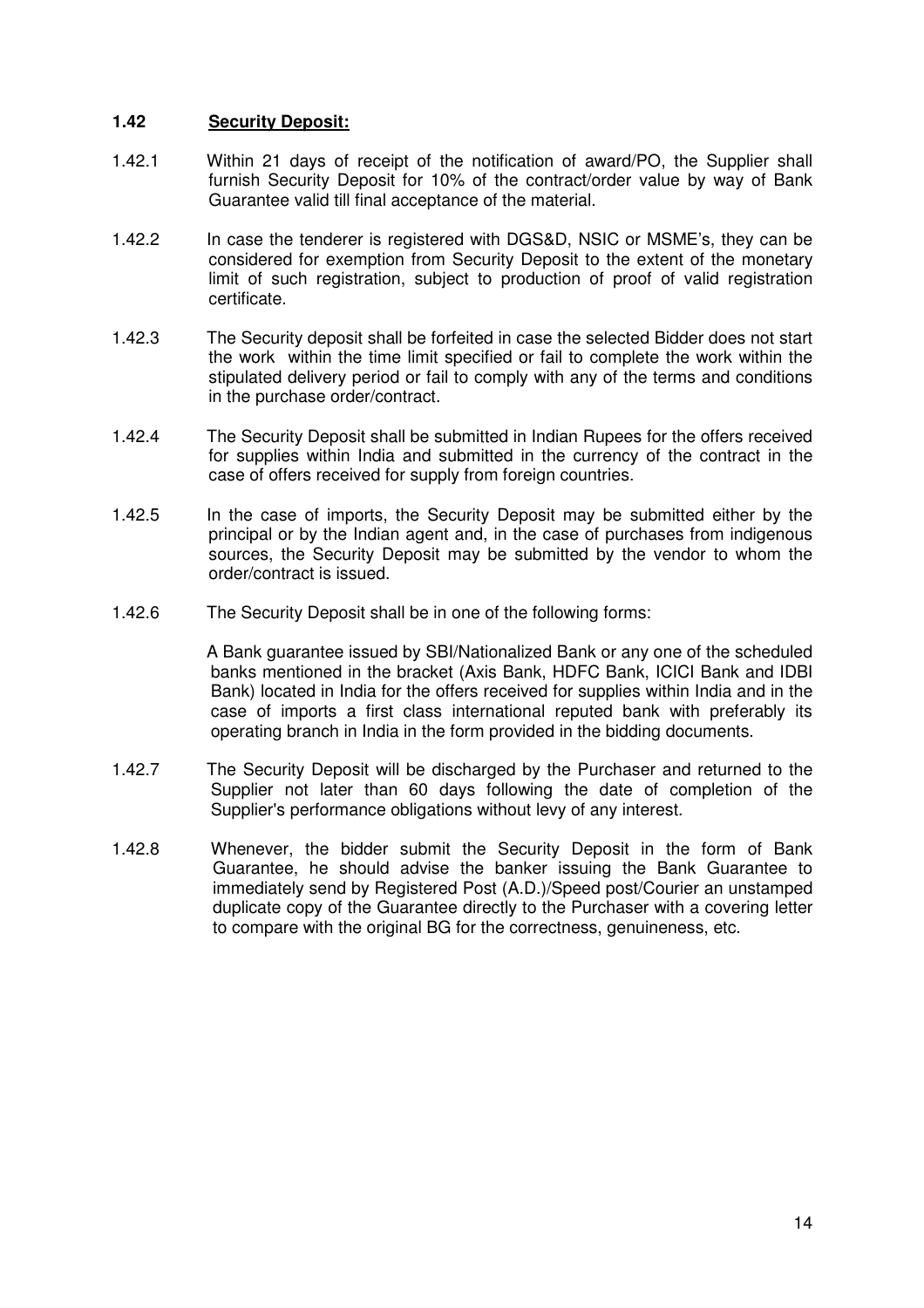### 1.42 **Security Deposit:**

1.42.1 Within 21 days of receipt of the notification of award/PO, the Supplier shall furnish Security Deposit for 10% of the contract/order value by way of Bank Guarantee valid till final acceptance of the material.

1.42.2 In case the tenderer is registered with DGS&D, NSIC or MSME's, they can be considered for exemption from Security Deposit to the extent of the monetary limit of such registration, subject to production of proof of valid registration certificate.

1.42.3 The Security deposit shall be forfeited in case the selected Bidder does not start the work within the time limit specified or fail to complete the work within the stipulated delivery period or fail to comply with any of the terms and conditions in the purchase order/contract.

1.42.4 The Security Deposit shall be submitted in Indian Rupees for the offers received for supplies within India and submitted in the currency of the contract in the case of offers received for supply from foreign countries.

1.42.5 In the case of imports, the Security Deposit may be submitted either by the principal or by the Indian agent and, in the case of purchases from indigenous sources, the Security Deposit may be submitted by the vendor to whom the order/contract is issued.

1.42.6 The Security Deposit shall be in one of the following forms:

A Bank guarantee issued by SBI/Nationalized Bank or any one of the scheduled banks mentioned in the bracket (Axis Bank, HDFC Bank, ICICI Bank and IDBI Bank) located in India for the offers received for supplies within India and in the case of imports a first class international reputed bank with preferably its operating branch in India in the form provided in the bidding documents.

1.42.7 The Security Deposit will be discharged by the Purchaser and returned to the Supplier not later than 60 days following the date of completion of the Supplier's performance obligations without levy of any interest.

1.42.8 Whenever, the bidder submit the Security Deposit in the form of Bank Guarantee, he should advise the banker issuing the Bank Guarantee to immediately send by Registered Post (A.D.)/Speed post/Courier an unstamped duplicate copy of the Guarantee directly to the Purchaser with a covering letter to compare with the original BG for the correctness, genuineness, etc.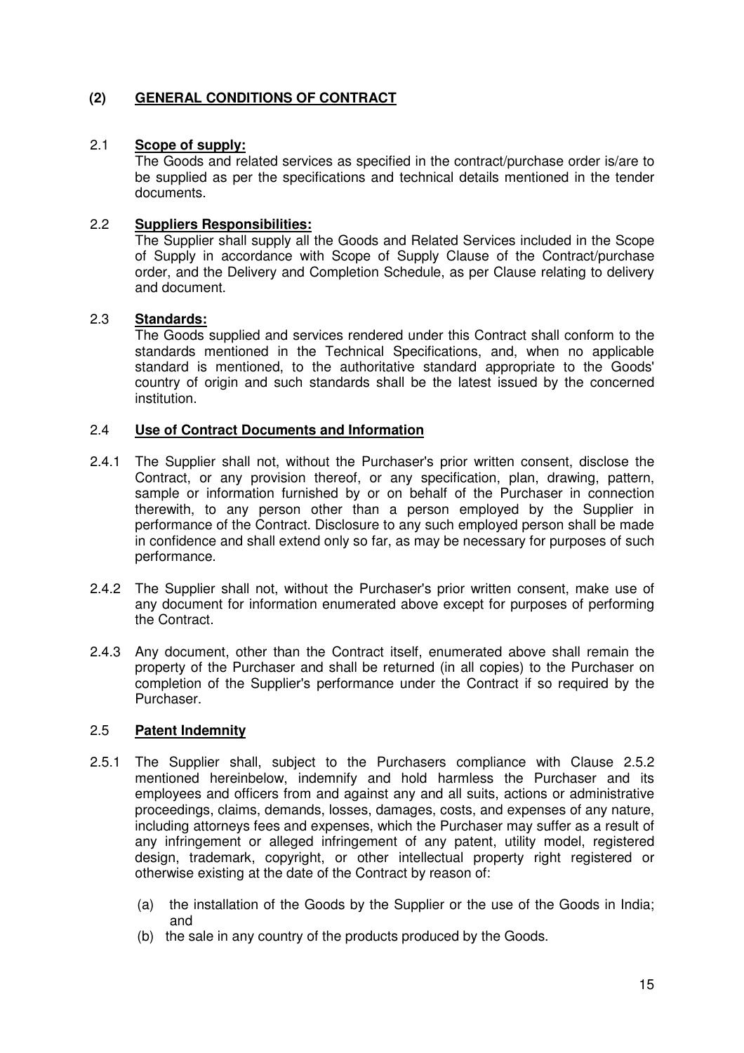## (2) GENERAL CONDITIONS OF CONTRACT

### 2.1 Scope of supply:

The Goods and related services as specified in the contract/purchase order is/are to be supplied as per the specifications and technical details mentioned in the tender documents.

### 2.2 Suppliers Responsibilities:

The Supplier shall supply all the Goods and Related Services included in the Scope of Supply in accordance with Scope of Supply Clause of the Contract/purchase order, and the Delivery and Completion Schedule, as per Clause relating to delivery and document.

### 2.3 Standards:

The Goods supplied and services rendered under this Contract shall conform to the standards mentioned in the Technical Specifications, and, when no applicable standard is mentioned, to the authoritative standard appropriate to the Goods' country of origin and such standards shall be the latest issued by the concerned institution.

### 2.4 Use of Contract Documents and Information

2.4.1 The Supplier shall not, without the Purchaser's prior written consent, disclose the Contract, or any provision thereof, or any specification, plan, drawing, pattern, sample or information furnished by or on behalf of the Purchaser in connection therewith, to any person other than a person employed by the Supplier in performance of the Contract. Disclosure to any such employed person shall be made in confidence and shall extend only so far, as may be necessary for purposes of such performance.

2.4.2 The Supplier shall not, without the Purchaser's prior written consent, make use of any document for information enumerated above except for purposes of performing the Contract.

2.4.3 Any document, other than the Contract itself, enumerated above shall remain the property of the Purchaser and shall be returned (in all copies) to the Purchaser on completion of the Supplier's performance under the Contract if so required by the Purchaser.

### 2.5 Patent Indemnity

2.5.1 The Supplier shall, subject to the Purchasers compliance with Clause 2.5.2 mentioned hereinbelow, indemnify and hold harmless the Purchaser and its employees and officers from and against any and all suits, actions or administrative proceedings, claims, demands, losses, damages, costs, and expenses of any nature, including attorneys fees and expenses, which the Purchaser may suffer as a result of any infringement or alleged infringement of any patent, utility model, registered design, trademark, copyright, or other intellectual property right registered or otherwise existing at the date of the Contract by reason of:

(a) the installation of the Goods by the Supplier or the use of the Goods in India; and

(b) the sale in any country of the products produced by the Goods.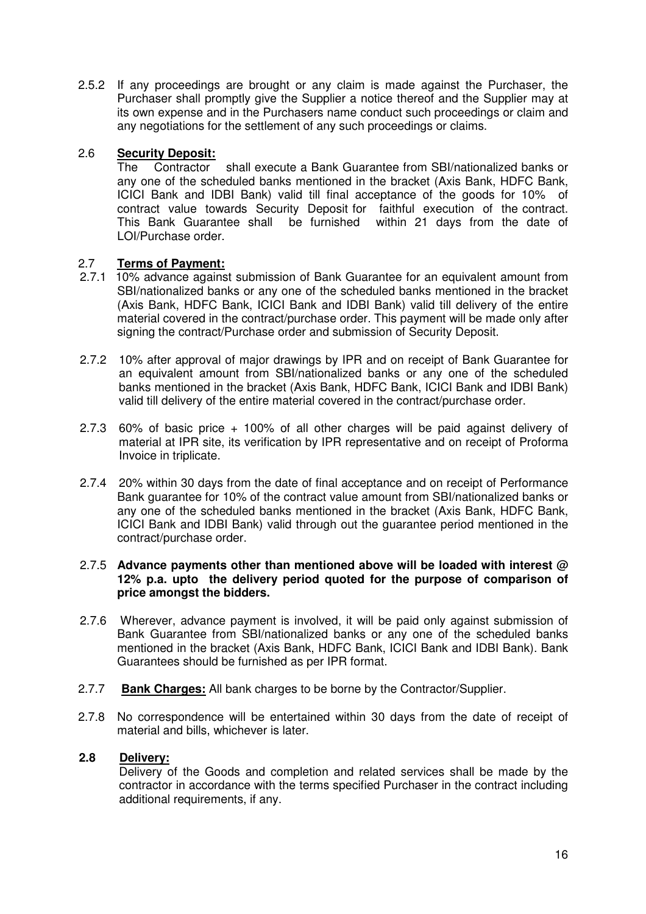2.5.2 If any proceedings are brought or any claim is made against the Purchaser, the Purchaser shall promptly give the Supplier a notice thereof and the Supplier may at its own expense and in the Purchasers name conduct such proceedings or claim and any negotiations for the settlement of any such proceedings or claims.

## 2.6 **Security Deposit:**

The Contractor shall execute a Bank Guarantee from SBI/nationalized banks or any one of the scheduled banks mentioned in the bracket (Axis Bank, HDFC Bank, ICICI Bank and IDBI Bank) valid till final acceptance of the goods for 10% of contract value towards Security Deposit for faithful execution of the contract. This Bank Guarantee shall be furnished within 21 days from the date of LOI/Purchase order.

## 2.7 **Terms of Payment:**

2.7.1 10% advance against submission of Bank Guarantee for an equivalent amount from SBI/nationalized banks or any one of the scheduled banks mentioned in the bracket (Axis Bank, HDFC Bank, ICICI Bank and IDBI Bank) valid till delivery of the entire material covered in the contract/purchase order. This payment will be made only after signing the contract/Purchase order and submission of Security Deposit.

2.7.2 10% after approval of major drawings by IPR and on receipt of Bank Guarantee for an equivalent amount from SBI/nationalized banks or any one of the scheduled banks mentioned in the bracket (Axis Bank, HDFC Bank, ICICI Bank and IDBI Bank) valid till delivery of the entire material covered in the contract/purchase order.

2.7.3 60% of basic price + 100% of all other charges will be paid against delivery of material at IPR site, its verification by IPR representative and on receipt of Proforma Invoice in triplicate.

2.7.4 20% within 30 days from the date of final acceptance and on receipt of Performance Bank guarantee for 10% of the contract value amount from SBI/nationalized banks or any one of the scheduled banks mentioned in the bracket (Axis Bank, HDFC Bank, ICICI Bank and IDBI Bank) valid through out the guarantee period mentioned in the contract/purchase order.

2.7.5 **Advance payments other than mentioned above will be loaded with interest @ 12% p.a. upto the delivery period quoted for the purpose of comparison of price amongst the bidders.**

2.7.6 Wherever, advance payment is involved, it will be paid only against submission of Bank Guarantee from SBI/nationalized banks or any one of the scheduled banks mentioned in the bracket (Axis Bank, HDFC Bank, ICICI Bank and IDBI Bank). Bank Guarantees should be furnished as per IPR format.

2.7.7 **Bank Charges:** All bank charges to be borne by the Contractor/Supplier.

2.7.8 No correspondence will be entertained within 30 days from the date of receipt of material and bills, whichever is later.

## **2.8 Delivery:**

Delivery of the Goods and completion and related services shall be made by the contractor in accordance with the terms specified Purchaser in the contract including additional requirements, if any.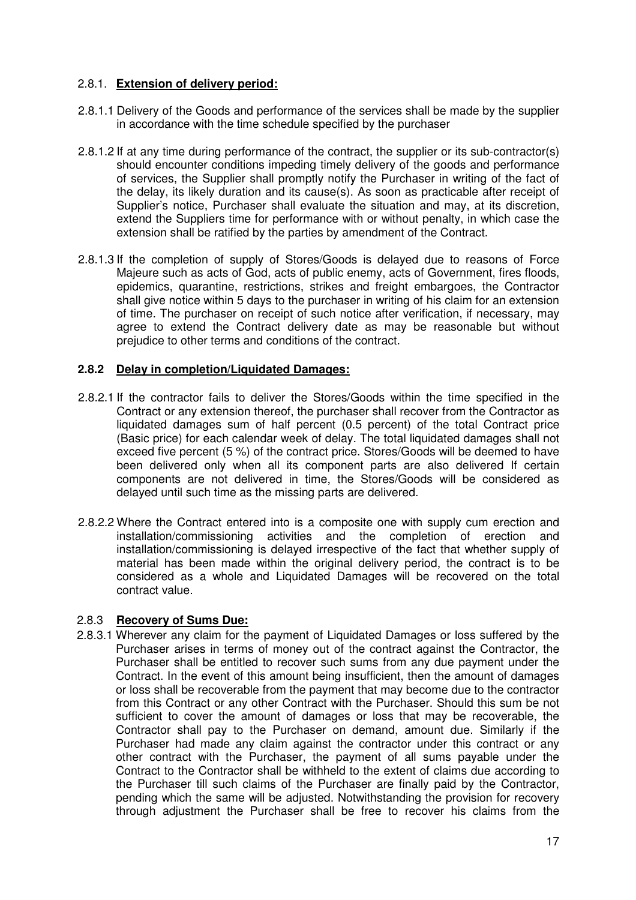### 2.8.1. **Extension of delivery period:**

2.8.1.1 Delivery of the Goods and performance of the services shall be made by the supplier in accordance with the time schedule specified by the purchaser

2.8.1.2 If at any time during performance of the contract, the supplier or its sub-contractor(s) should encounter conditions impeding timely delivery of the goods and performance of services, the Supplier shall promptly notify the Purchaser in writing of the fact of the delay, its likely duration and its cause(s). As soon as practicable after receipt of Supplier's notice, Purchaser shall evaluate the situation and may, at its discretion, extend the Suppliers time for performance with or without penalty, in which case the extension shall be ratified by the parties by amendment of the Contract.

2.8.1.3 If the completion of supply of Stores/Goods is delayed due to reasons of Force Majeure such as acts of God, acts of public enemy, acts of Government, fires floods, epidemics, quarantine, restrictions, strikes and freight embargoes, the Contractor shall give notice within 5 days to the purchaser in writing of his claim for an extension of time. The purchaser on receipt of such notice after verification, if necessary, may agree to extend the Contract delivery date as may be reasonable but without prejudice to other terms and conditions of the contract.

### **2.8.2 Delay in completion/Liquidated Damages:**

2.8.2.1 If the contractor fails to deliver the Stores/Goods within the time specified in the Contract or any extension thereof, the purchaser shall recover from the Contractor as liquidated damages sum of half percent (0.5 percent) of the total Contract price (Basic price) for each calendar week of delay. The total liquidated damages shall not exceed five percent (5 %) of the contract price. Stores/Goods will be deemed to have been delivered only when all its component parts are also delivered If certain components are not delivered in time, the Stores/Goods will be considered as delayed until such time as the missing parts are delivered.

2.8.2.2 Where the Contract entered into is a composite one with supply cum erection and installation/commissioning activities and the completion of erection and installation/commissioning is delayed irrespective of the fact that whether supply of material has been made within the original delivery period, the contract is to be considered as a whole and Liquidated Damages will be recovered on the total contract value.

### 2.8.3 **Recovery of Sums Due:**

2.8.3.1 Wherever any claim for the payment of Liquidated Damages or loss suffered by the Purchaser arises in terms of money out of the contract against the Contractor, the Purchaser shall be entitled to recover such sums from any due payment under the Contract. In the event of this amount being insufficient, then the amount of damages or loss shall be recoverable from the payment that may become due to the contractor from this Contract or any other Contract with the Purchaser. Should this sum be not sufficient to cover the amount of damages or loss that may be recoverable, the Contractor shall pay to the Purchaser on demand, amount due. Similarly if the Purchaser had made any claim against the contractor under this contract or any other contract with the Purchaser, the payment of all sums payable under the Contract to the Contractor shall be withheld to the extent of claims due according to the Purchaser till such claims of the Purchaser are finally paid by the Contractor, pending which the same will be adjusted. Notwithstanding the provision for recovery through adjustment the Purchaser shall be free to recover his claims from the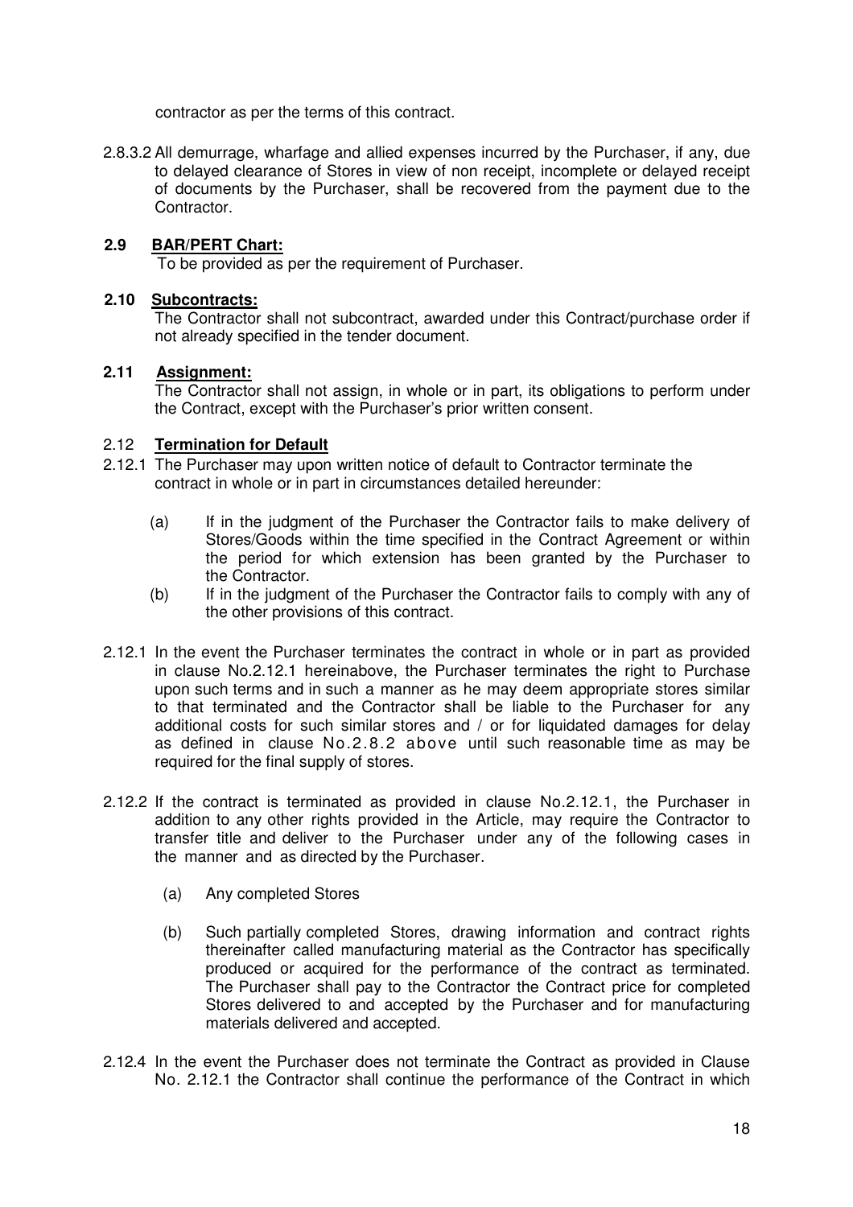contractor as per the terms of this contract.

2.8.3.2 All demurrage, wharfage and allied expenses incurred by the Purchaser, if any, due to delayed clearance of Stores in view of non receipt, incomplete or delayed receipt of documents by the Purchaser, shall be recovered from the payment due to the Contractor.

**2.9 BAR/PERT Chart:**

To be provided as per the requirement of Purchaser.

**2.10 Subcontracts:**

The Contractor shall not subcontract, awarded under this Contract/purchase order if not already specified in the tender document.

**2.11 Assignment:**

The Contractor shall not assign, in whole or in part, its obligations to perform under the Contract, except with the Purchaser's prior written consent.

2.12 **Termination for Default**

2.12.1 The Purchaser may upon written notice of default to Contractor terminate the contract in whole or in part in circumstances detailed hereunder:

(a) If in the judgment of the Purchaser the Contractor fails to make delivery of Stores/Goods within the time specified in the Contract Agreement or within the period for which extension has been granted by the Purchaser to the Contractor.

(b) If in the judgment of the Purchaser the Contractor fails to comply with any of the other provisions of this contract.

2.12.1 In the event the Purchaser terminates the contract in whole or in part as provided in clause No.2.12.1 hereinabove, the Purchaser terminates the right to Purchase upon such terms and in such a manner as he may deem appropriate stores similar to that terminated and the Contractor shall be liable to the Purchaser for any additional costs for such similar stores and / or for liquidated damages for delay as defined in clause No.2.8.2 above until such reasonable time as may be required for the final supply of stores.

2.12.2 If the contract is terminated as provided in clause No.2.12.1, the Purchaser in addition to any other rights provided in the Article, may require the Contractor to transfer title and deliver to the Purchaser under any of the following cases in the manner and as directed by the Purchaser.

(a) Any completed Stores

(b) Such partially completed Stores, drawing information and contract rights thereinafter called manufacturing material as the Contractor has specifically produced or acquired for the performance of the contract as terminated. The Purchaser shall pay to the Contractor the Contract price for completed Stores delivered to and accepted by the Purchaser and for manufacturing materials delivered and accepted.

2.12.4 In the event the Purchaser does not terminate the Contract as provided in Clause No. 2.12.1 the Contractor shall continue the performance of the Contract in which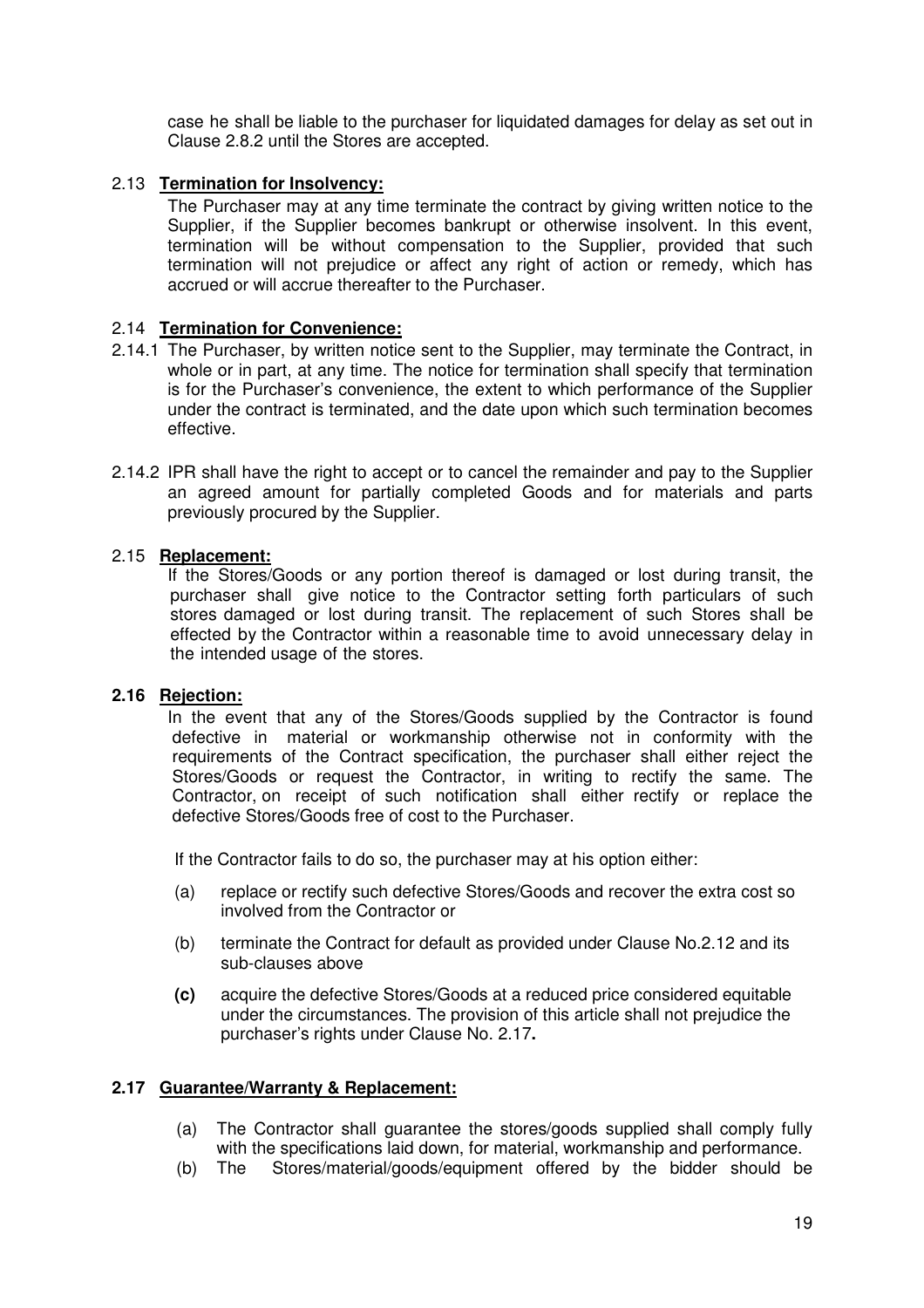case he shall be liable to the purchaser for liquidated damages for delay as set out in Clause 2.8.2 until the Stores are accepted.

2.13 **Termination for Insolvency:**

The Purchaser may at any time terminate the contract by giving written notice to the Supplier, if the Supplier becomes bankrupt or otherwise insolvent. In this event, termination will be without compensation to the Supplier, provided that such termination will not prejudice or affect any right of action or remedy, which has accrued or will accrue thereafter to the Purchaser.

2.14 **Termination for Convenience:**

2.14.1 The Purchaser, by written notice sent to the Supplier, may terminate the Contract, in whole or in part, at any time. The notice for termination shall specify that termination is for the Purchaser's convenience, the extent to which performance of the Supplier under the contract is terminated, and the date upon which such termination becomes effective.

2.14.2 IPR shall have the right to accept or to cancel the remainder and pay to the Supplier an agreed amount for partially completed Goods and for materials and parts previously procured by the Supplier.

2.15 **Replacement:**

If the Stores/Goods or any portion thereof is damaged or lost during transit, the purchaser shall give notice to the Contractor setting forth particulars of such stores damaged or lost during transit. The replacement of such Stores shall be effected by the Contractor within a reasonable time to avoid unnecessary delay in the intended usage of the stores.

**2.16 Rejection:**

In the event that any of the Stores/Goods supplied by the Contractor is found defective in material or workmanship otherwise not in conformity with the requirements of the Contract specification, the purchaser shall either reject the Stores/Goods or request the Contractor, in writing to rectify the same. The Contractor, on receipt of such notification shall either rectify or replace the defective Stores/Goods free of cost to the Purchaser.

If the Contractor fails to do so, the purchaser may at his option either:

(a) replace or rectify such defective Stores/Goods and recover the extra cost so involved from the Contractor or

(b) terminate the Contract for default as provided under Clause No.2.12 and its sub-clauses above

**(c)** acquire the defective Stores/Goods at a reduced price considered equitable under the circumstances. The provision of this article shall not prejudice the purchaser's rights under Clause No. 2.17**.**

**2.17 Guarantee/Warranty & Replacement:**

(a) The Contractor shall guarantee the stores/goods supplied shall comply fully with the specifications laid down, for material, workmanship and performance.

(b) The Stores/material/goods/equipment offered by the bidder should be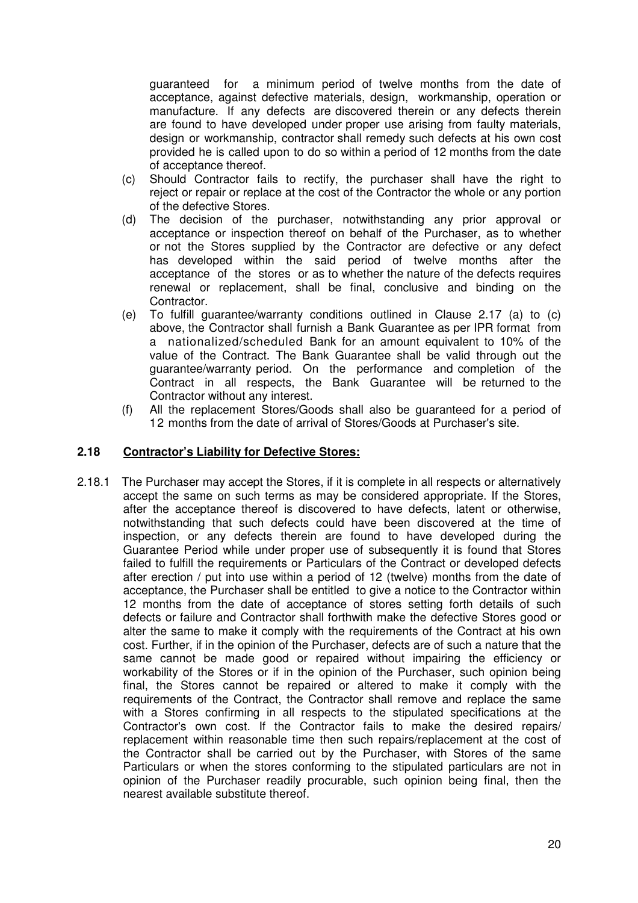guaranteed for a minimum period of twelve months from the date of acceptance, against defective materials, design, workmanship, operation or manufacture. If any defects are discovered therein or any defects therein are found to have developed under proper use arising from faulty materials, design or workmanship, contractor shall remedy such defects at his own cost provided he is called upon to do so within a period of 12 months from the date of acceptance thereof.

(c) Should Contractor fails to rectify, the purchaser shall have the right to reject or repair or replace at the cost of the Contractor the whole or any portion of the defective Stores.

(d) The decision of the purchaser, notwithstanding any prior approval or acceptance or inspection thereof on behalf of the Purchaser, as to whether or not the Stores supplied by the Contractor are defective or any defect has developed within the said period of twelve months after the acceptance of the stores or as to whether the nature of the defects requires renewal or replacement, shall be final, conclusive and binding on the Contractor.

(e) To fulfill guarantee/warranty conditions outlined in Clause 2.17 (a) to (c) above, the Contractor shall furnish a Bank Guarantee as per IPR format from a nationalized/scheduled Bank for an amount equivalent to 10% of the value of the Contract. The Bank Guarantee shall be valid through out the guarantee/warranty period. On the performance and completion of the Contract in all respects, the Bank Guarantee will be returned to the Contractor without any interest.

(f) All the replacement Stores/Goods shall also be guaranteed for a period of 12 months from the date of arrival of Stores/Goods at Purchaser's site.

### 2.18 Contractor's Liability for Defective Stores:

2.18.1 The Purchaser may accept the Stores, if it is complete in all respects or alternatively accept the same on such terms as may be considered appropriate. If the Stores, after the acceptance thereof is discovered to have defects, latent or otherwise, notwithstanding that such defects could have been discovered at the time of inspection, or any defects therein are found to have developed during the Guarantee Period while under proper use of subsequently it is found that Stores failed to fulfill the requirements or Particulars of the Contract or developed defects after erection / put into use within a period of 12 (twelve) months from the date of acceptance, the Purchaser shall be entitled to give a notice to the Contractor within 12 months from the date of acceptance of stores setting forth details of such defects or failure and Contractor shall forthwith make the defective Stores good or alter the same to make it comply with the requirements of the Contract at his own cost. Further, if in the opinion of the Purchaser, defects are of such a nature that the same cannot be made good or repaired without impairing the efficiency or workability of the Stores or if in the opinion of the Purchaser, such opinion being final, the Stores cannot be repaired or altered to make it comply with the requirements of the Contract, the Contractor shall remove and replace the same with a Stores confirming in all respects to the stipulated specifications at the Contractor's own cost. If the Contractor fails to make the desired repairs/ replacement within reasonable time then such repairs/replacement at the cost of the Contractor shall be carried out by the Purchaser, with Stores of the same Particulars or when the stores conforming to the stipulated particulars are not in opinion of the Purchaser readily procurable, such opinion being final, then the nearest available substitute thereof.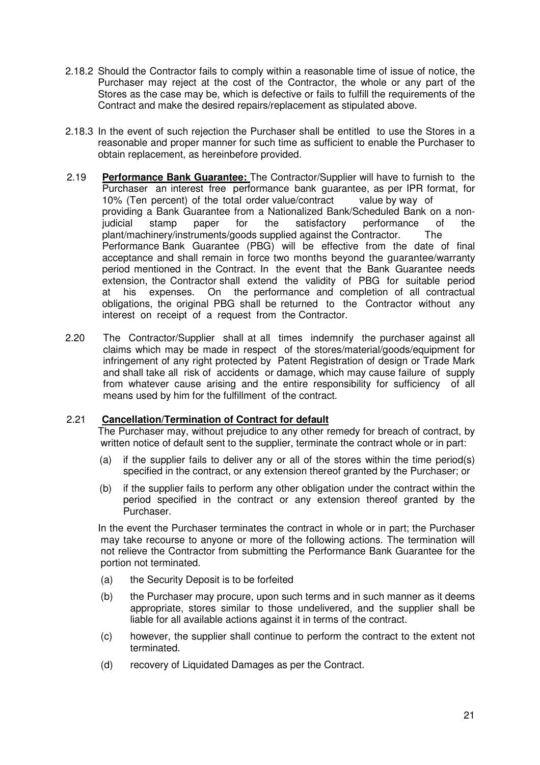2.18.2 Should the Contractor fails to comply within a reasonable time of issue of notice, the Purchaser may reject at the cost of the Contractor, the whole or any part of the Stores as the case may be, which is defective or fails to fulfill the requirements of the Contract and make the desired repairs/replacement as stipulated above.

2.18.3 In the event of such rejection the Purchaser shall be entitled to use the Stores in a reasonable and proper manner for such time as sufficient to enable the Purchaser to obtain replacement, as hereinbefore provided.

2.19 **Performance Bank Guarantee:** The Contractor/Supplier will have to furnish to the Purchaser an interest free performance bank guarantee, as per IPR format, for 10% (Ten percent) of the total order value/contract value by way of providing a Bank Guarantee from a Nationalized Bank/Scheduled Bank on a non-judicial stamp paper for the satisfactory performance of the plant/machinery/instruments/goods supplied against the Contractor. The Performance Bank Guarantee (PBG) will be effective from the date of final acceptance and shall remain in force two months beyond the guarantee/warranty period mentioned in the Contract. In the event that the Bank Guarantee needs extension, the Contractor shall extend the validity of PBG for suitable period at his expenses. On the performance and completion of all contractual obligations, the original PBG shall be returned to the Contractor without any interest on receipt of a request from the Contractor.

2.20 The Contractor/Supplier shall at all times indemnify the purchaser against all claims which may be made in respect of the stores/material/goods/equipment for infringement of any right protected by Patent Registration of design or Trade Mark and shall take all risk of accidents or damage, which may cause failure of supply from whatever cause arising and the entire responsibility for sufficiency of all means used by him for the fulfillment of the contract.

2.21 **Cancellation/Termination of Contract for default**

The Purchaser may, without prejudice to any other remedy for breach of contract, by written notice of default sent to the supplier, terminate the contract whole or in part:

(a) if the supplier fails to deliver any or all of the stores within the time period(s) specified in the contract, or any extension thereof granted by the Purchaser; or

(b) if the supplier fails to perform any other obligation under the contract within the period specified in the contract or any extension thereof granted by the Purchaser.

In the event the Purchaser terminates the contract in whole or in part; the Purchaser may take recourse to anyone or more of the following actions. The termination will not relieve the Contractor from submitting the Performance Bank Guarantee for the portion not terminated.

(a) the Security Deposit is to be forfeited

(b) the Purchaser may procure, upon such terms and in such manner as it deems appropriate, stores similar to those undelivered, and the supplier shall be liable for all available actions against it in terms of the contract.

(c) however, the supplier shall continue to perform the contract to the extent not terminated.

(d) recovery of Liquidated Damages as per the Contract.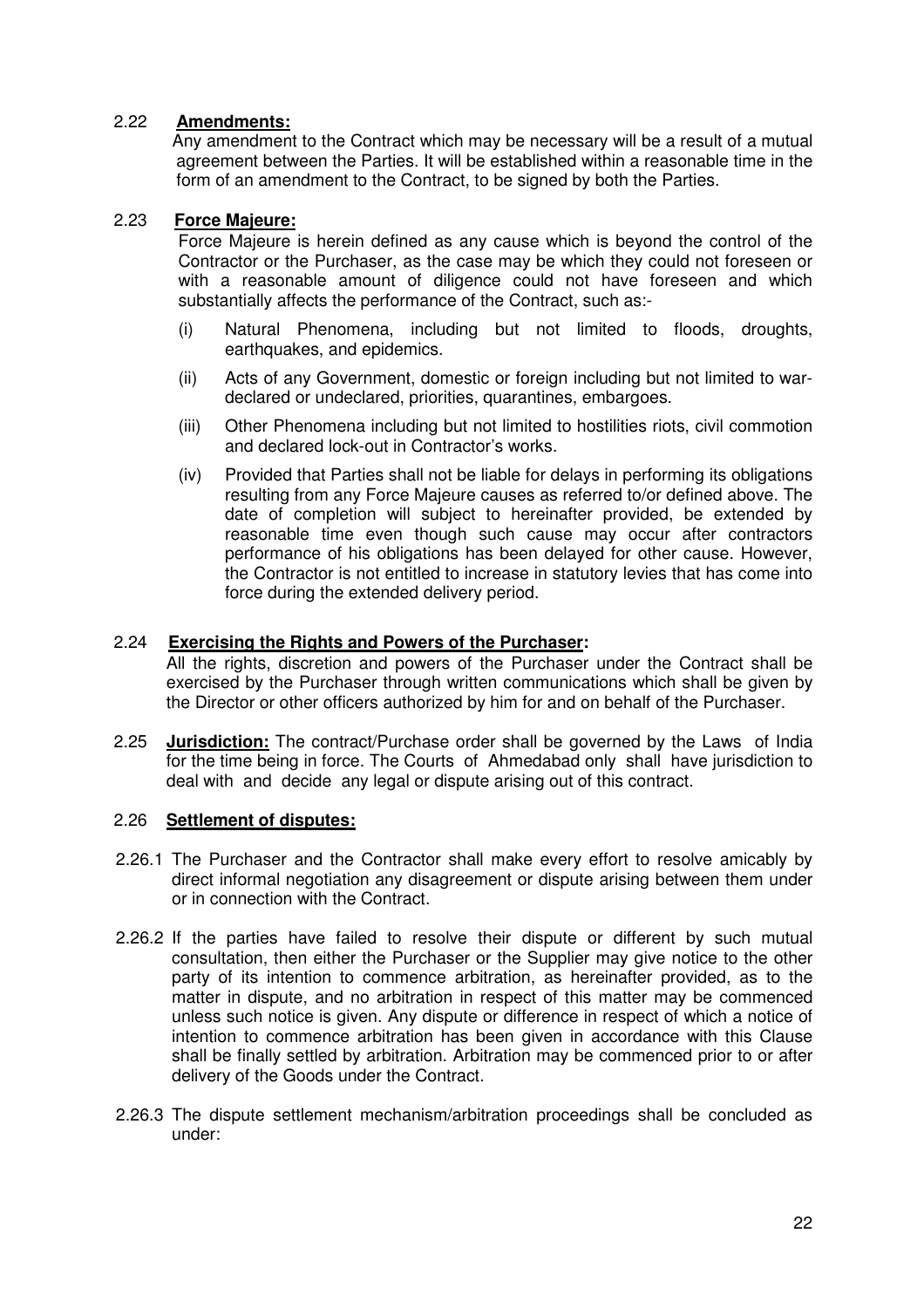2.22 **Amendments:**

Any amendment to the Contract which may be necessary will be a result of a mutual agreement between the Parties. It will be established within a reasonable time in the form of an amendment to the Contract, to be signed by both the Parties.

2.23 **Force Majeure:**

Force Majeure is herein defined as any cause which is beyond the control of the Contractor or the Purchaser, as the case may be which they could not foreseen or with a reasonable amount of diligence could not have foreseen and which substantially affects the performance of the Contract, such as:-

(i) Natural Phenomena, including but not limited to floods, droughts, earthquakes, and epidemics.

(ii) Acts of any Government, domestic or foreign including but not limited to war-declared or undeclared, priorities, quarantines, embargoes.

(iii) Other Phenomena including but not limited to hostilities riots, civil commotion and declared lock-out in Contractor's works.

(iv) Provided that Parties shall not be liable for delays in performing its obligations resulting from any Force Majeure causes as referred to/or defined above. The date of completion will subject to hereinafter provided, be extended by reasonable time even though such cause may occur after contractors performance of his obligations has been delayed for other cause. However, the Contractor is not entitled to increase in statutory levies that has come into force during the extended delivery period.

2.24 **Exercising the Rights and Powers of the Purchaser:**

All the rights, discretion and powers of the Purchaser under the Contract shall be exercised by the Purchaser through written communications which shall be given by the Director or other officers authorized by him for and on behalf of the Purchaser.

2.25 **Jurisdiction:** The contract/Purchase order shall be governed by the Laws of India for the time being in force. The Courts of Ahmedabad only shall have jurisdiction to deal with and decide any legal or dispute arising out of this contract.

2.26 **Settlement of disputes:**

2.26.1 The Purchaser and the Contractor shall make every effort to resolve amicably by direct informal negotiation any disagreement or dispute arising between them under or in connection with the Contract.

2.26.2 If the parties have failed to resolve their dispute or different by such mutual consultation, then either the Purchaser or the Supplier may give notice to the other party of its intention to commence arbitration, as hereinafter provided, as to the matter in dispute, and no arbitration in respect of this matter may be commenced unless such notice is given. Any dispute or difference in respect of which a notice of intention to commence arbitration has been given in accordance with this Clause shall be finally settled by arbitration. Arbitration may be commenced prior to or after delivery of the Goods under the Contract.

2.26.3 The dispute settlement mechanism/arbitration proceedings shall be concluded as under: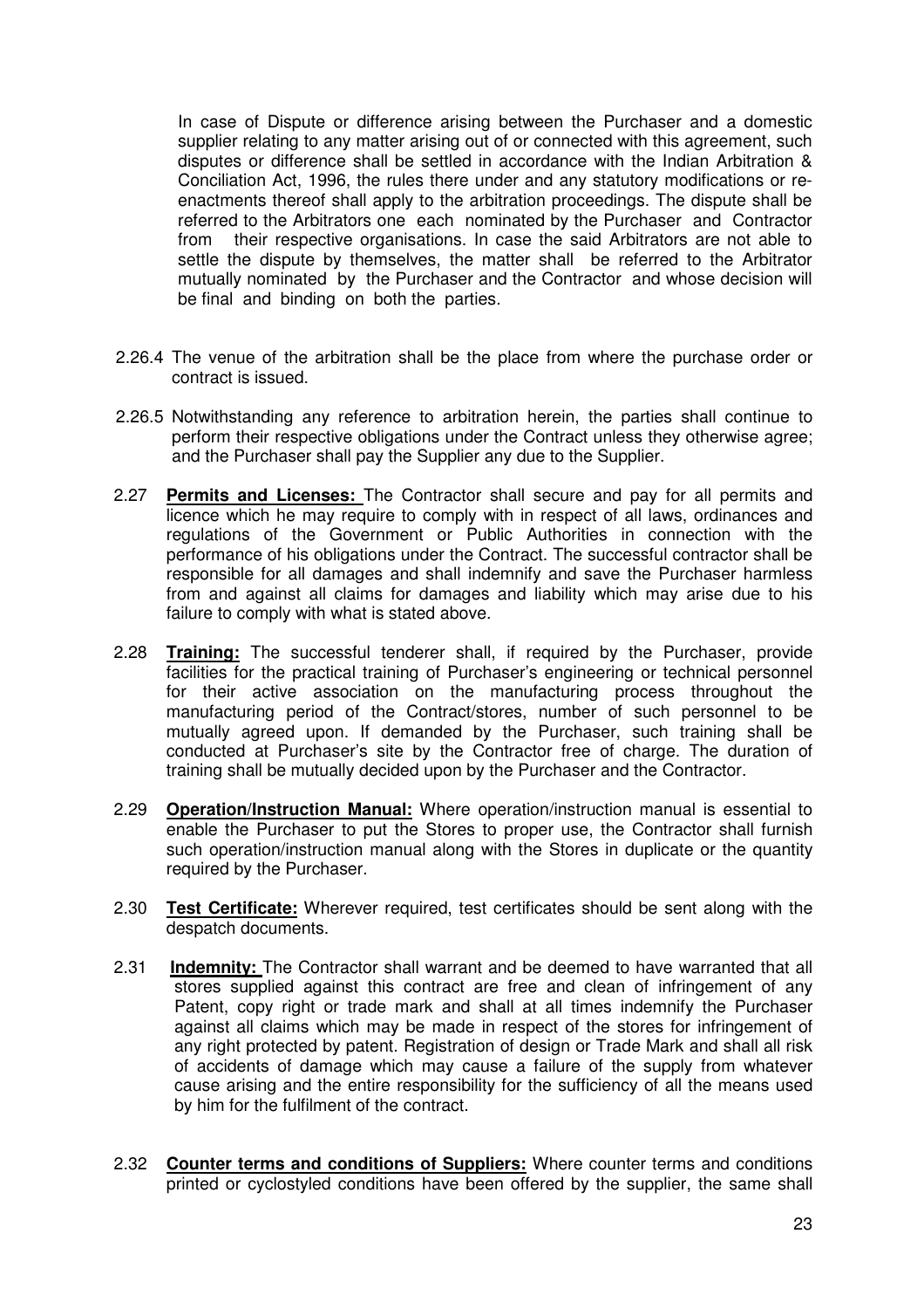In case of Dispute or difference arising between the Purchaser and a domestic supplier relating to any matter arising out of or connected with this agreement, such disputes or difference shall be settled in accordance with the Indian Arbitration & Conciliation Act, 1996, the rules there under and any statutory modifications or re-enactments thereof shall apply to the arbitration proceedings. The dispute shall be referred to the Arbitrators one each nominated by the Purchaser and Contractor from their respective organisations. In case the said Arbitrators are not able to settle the dispute by themselves, the matter shall be referred to the Arbitrator mutually nominated by the Purchaser and the Contractor and whose decision will be final and binding on both the parties.

2.26.4 The venue of the arbitration shall be the place from where the purchase order or contract is issued.

2.26.5 Notwithstanding any reference to arbitration herein, the parties shall continue to perform their respective obligations under the Contract unless they otherwise agree; and the Purchaser shall pay the Supplier any due to the Supplier.

2.27 **Permits and Licenses:** The Contractor shall secure and pay for all permits and licence which he may require to comply with in respect of all laws, ordinances and regulations of the Government or Public Authorities in connection with the performance of his obligations under the Contract. The successful contractor shall be responsible for all damages and shall indemnify and save the Purchaser harmless from and against all claims for damages and liability which may arise due to his failure to comply with what is stated above.

2.28 **Training:** The successful tenderer shall, if required by the Purchaser, provide facilities for the practical training of Purchaser's engineering or technical personnel for their active association on the manufacturing process throughout the manufacturing period of the Contract/stores, number of such personnel to be mutually agreed upon. If demanded by the Purchaser, such training shall be conducted at Purchaser's site by the Contractor free of charge. The duration of training shall be mutually decided upon by the Purchaser and the Contractor.

2.29 **Operation/Instruction Manual:** Where operation/instruction manual is essential to enable the Purchaser to put the Stores to proper use, the Contractor shall furnish such operation/instruction manual along with the Stores in duplicate or the quantity required by the Purchaser.

2.30 **Test Certificate:** Wherever required, test certificates should be sent along with the despatch documents.

2.31 **Indemnity:** The Contractor shall warrant and be deemed to have warranted that all stores supplied against this contract are free and clean of infringement of any Patent, copy right or trade mark and shall at all times indemnify the Purchaser against all claims which may be made in respect of the stores for infringement of any right protected by patent. Registration of design or Trade Mark and shall all risk of accidents of damage which may cause a failure of the supply from whatever cause arising and the entire responsibility for the sufficiency of all the means used by him for the fulfilment of the contract.

2.32 **Counter terms and conditions of Suppliers:** Where counter terms and conditions printed or cyclostyled conditions have been offered by the supplier, the same shall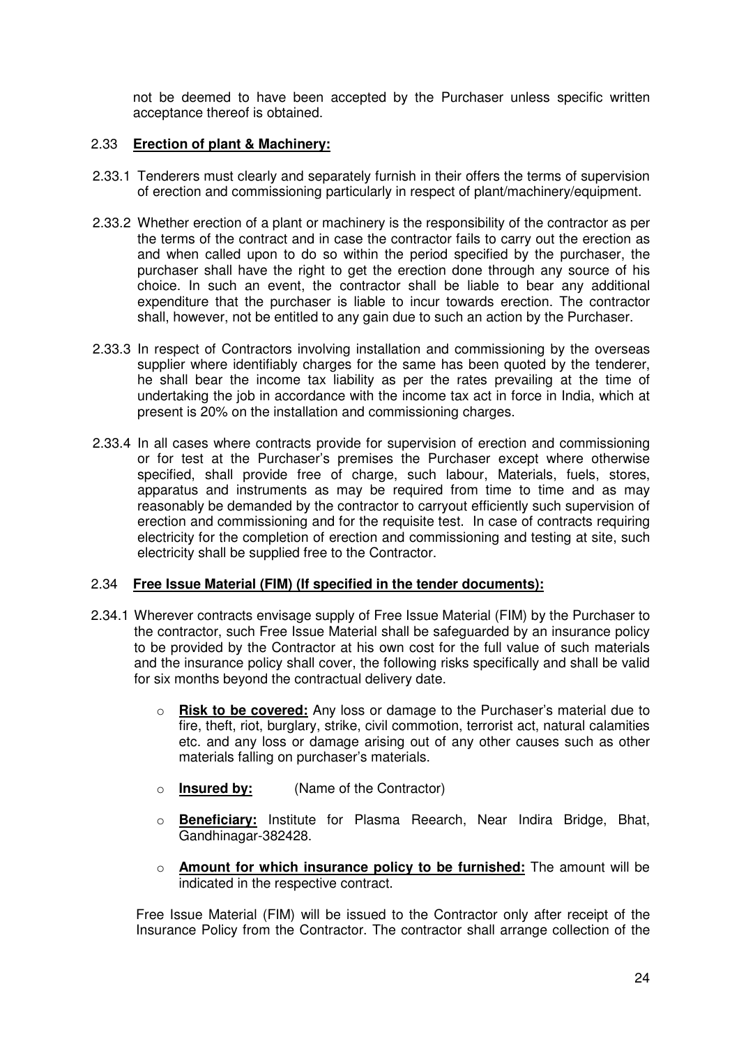not be deemed to have been accepted by the Purchaser unless specific written acceptance thereof is obtained.

### 2.33 **Erection of plant & Machinery:**

2.33.1 Tenderers must clearly and separately furnish in their offers the terms of supervision of erection and commissioning particularly in respect of plant/machinery/equipment.

2.33.2 Whether erection of a plant or machinery is the responsibility of the contractor as per the terms of the contract and in case the contractor fails to carry out the erection as and when called upon to do so within the period specified by the purchaser, the purchaser shall have the right to get the erection done through any source of his choice. In such an event, the contractor shall be liable to bear any additional expenditure that the purchaser is liable to incur towards erection. The contractor shall, however, not be entitled to any gain due to such an action by the Purchaser.

2.33.3 In respect of Contractors involving installation and commissioning by the overseas supplier where identifiably charges for the same has been quoted by the tenderer, he shall bear the income tax liability as per the rates prevailing at the time of undertaking the job in accordance with the income tax act in force in India, which at present is 20% on the installation and commissioning charges.

2.33.4 In all cases where contracts provide for supervision of erection and commissioning or for test at the Purchaser's premises the Purchaser except where otherwise specified, shall provide free of charge, such labour, Materials, fuels, stores, apparatus and instruments as may be required from time to time and as may reasonably be demanded by the contractor to carryout efficiently such supervision of erection and commissioning and for the requisite test. In case of contracts requiring electricity for the completion of erection and commissioning and testing at site, such electricity shall be supplied free to the Contractor.

### 2.34 **Free Issue Material (FIM) (If specified in the tender documents):**

2.34.1 Wherever contracts envisage supply of Free Issue Material (FIM) by the Purchaser to the contractor, such Free Issue Material shall be safeguarded by an insurance policy to be provided by the Contractor at his own cost for the full value of such materials and the insurance policy shall cover, the following risks specifically and shall be valid for six months beyond the contractual delivery date.

- **Risk to be covered:** Any loss or damage to the Purchaser's material due to fire, theft, riot, burglary, strike, civil commotion, terrorist act, natural calamities etc. and any loss or damage arising out of any other causes such as other materials falling on purchaser's materials.
- **Insured by:** (Name of the Contractor)
- **Beneficiary:** Institute for Plasma Reearch, Near Indira Bridge, Bhat, Gandhinagar-382428.
- **Amount for which insurance policy to be furnished:** The amount will be indicated in the respective contract.

Free Issue Material (FIM) will be issued to the Contractor only after receipt of the Insurance Policy from the Contractor. The contractor shall arrange collection of the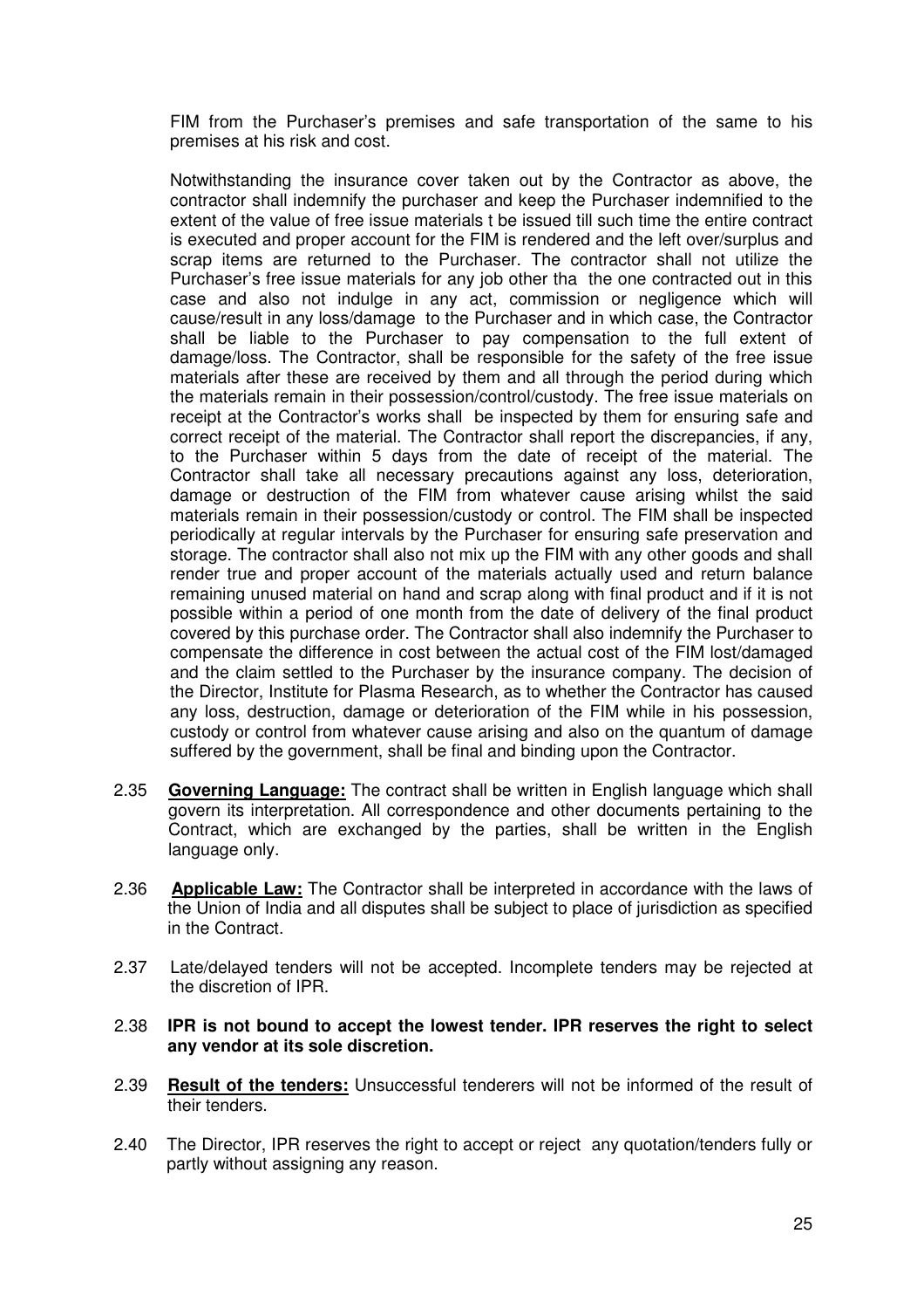FIM from the Purchaser's premises and safe transportation of the same to his premises at his risk and cost.

Notwithstanding the insurance cover taken out by the Contractor as above, the contractor shall indemnify the purchaser and keep the Purchaser indemnified to the extent of the value of free issue materials t be issued till such time the entire contract is executed and proper account for the FIM is rendered and the left over/surplus and scrap items are returned to the Purchaser. The contractor shall not utilize the Purchaser's free issue materials for any job other tha the one contracted out in this case and also not indulge in any act, commission or negligence which will cause/result in any loss/damage to the Purchaser and in which case, the Contractor shall be liable to the Purchaser to pay compensation to the full extent of damage/loss. The Contractor, shall be responsible for the safety of the free issue materials after these are received by them and all through the period during which the materials remain in their possession/control/custody. The free issue materials on receipt at the Contractor's works shall be inspected by them for ensuring safe and correct receipt of the material. The Contractor shall report the discrepancies, if any, to the Purchaser within 5 days from the date of receipt of the material. The Contractor shall take all necessary precautions against any loss, deterioration, damage or destruction of the FIM from whatever cause arising whilst the said materials remain in their possession/custody or control. The FIM shall be inspected periodically at regular intervals by the Purchaser for ensuring safe preservation and storage. The contractor shall also not mix up the FIM with any other goods and shall render true and proper account of the materials actually used and return balance remaining unused material on hand and scrap along with final product and if it is not possible within a period of one month from the date of delivery of the final product covered by this purchase order. The Contractor shall also indemnify the Purchaser to compensate the difference in cost between the actual cost of the FIM lost/damaged and the claim settled to the Purchaser by the insurance company. The decision of the Director, Institute for Plasma Research, as to whether the Contractor has caused any loss, destruction, damage or deterioration of the FIM while in his possession, custody or control from whatever cause arising and also on the quantum of damage suffered by the government, shall be final and binding upon the Contractor.

2.35 **Governing Language:** The contract shall be written in English language which shall govern its interpretation. All correspondence and other documents pertaining to the Contract, which are exchanged by the parties, shall be written in the English language only.

2.36 **Applicable Law:** The Contractor shall be interpreted in accordance with the laws of the Union of India and all disputes shall be subject to place of jurisdiction as specified in the Contract.

2.37 Late/delayed tenders will not be accepted. Incomplete tenders may be rejected at the discretion of IPR.

2.38 **IPR is not bound to accept the lowest tender. IPR reserves the right to select any vendor at its sole discretion.**

2.39 **Result of the tenders:** Unsuccessful tenderers will not be informed of the result of their tenders.

2.40 The Director, IPR reserves the right to accept or reject any quotation/tenders fully or partly without assigning any reason.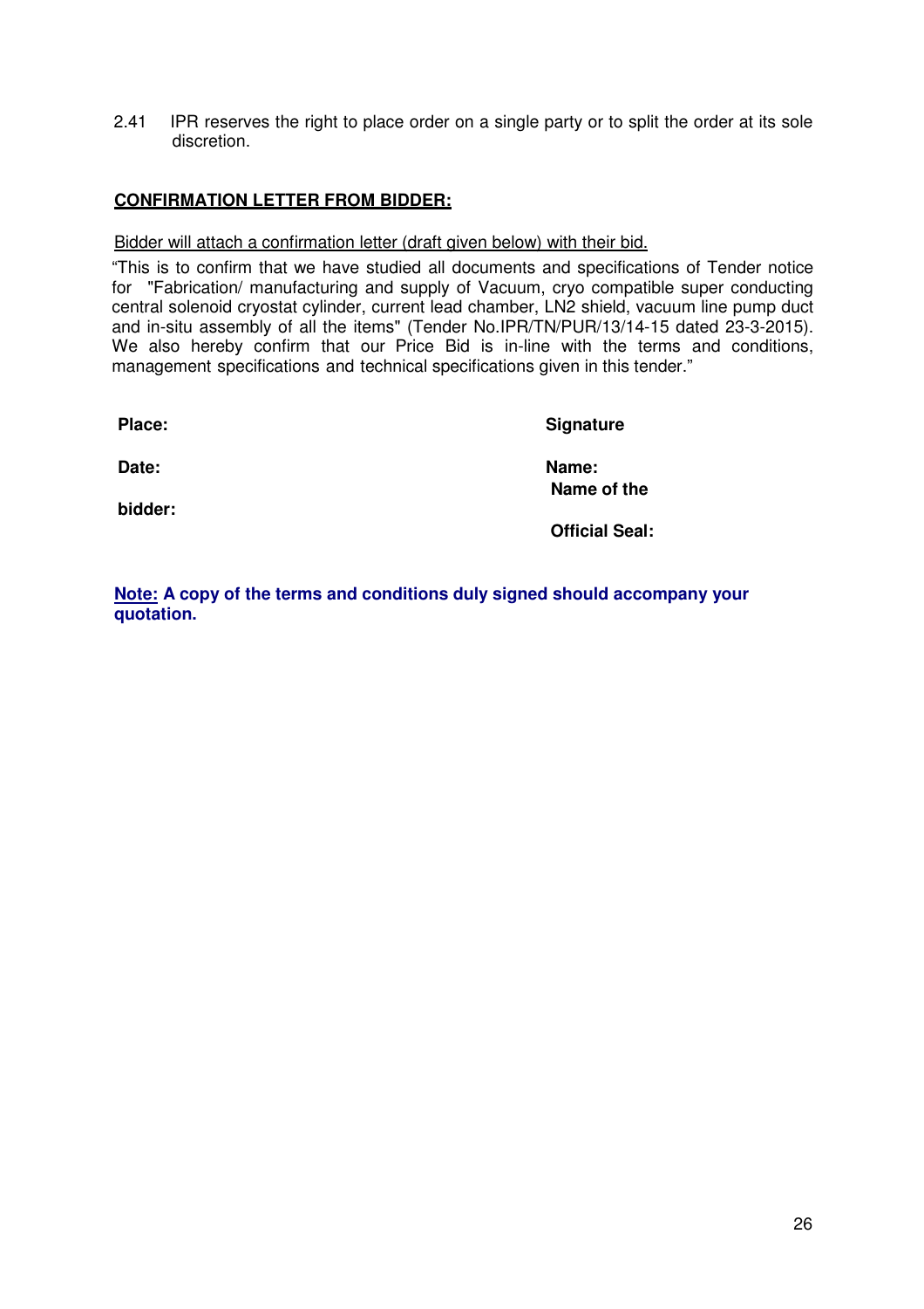2.41 IPR reserves the right to place order on a single party or to split the order at its sole discretion.

**CONFIRMATION LETTER FROM BIDDER:**

Bidder will attach a confirmation letter (draft given below) with their bid.

"This is to confirm that we have studied all documents and specifications of Tender notice for "Fabrication/ manufacturing and supply of Vacuum, cryo compatible super conducting central solenoid cryostat cylinder, current lead chamber, LN2 shield, vacuum line pump duct and in-situ assembly of all the items" (Tender No.IPR/TN/PUR/13/14-15 dated 23-3-2015). We also hereby confirm that our Price Bid is in-line with the terms and conditions, management specifications and technical specifications given in this tender."

**Place:** **Signature**

**Date:** **Name:**

**Name of the bidder:**

**Official Seal:**

**Note: A copy of the terms and conditions duly signed should accompany your quotation.**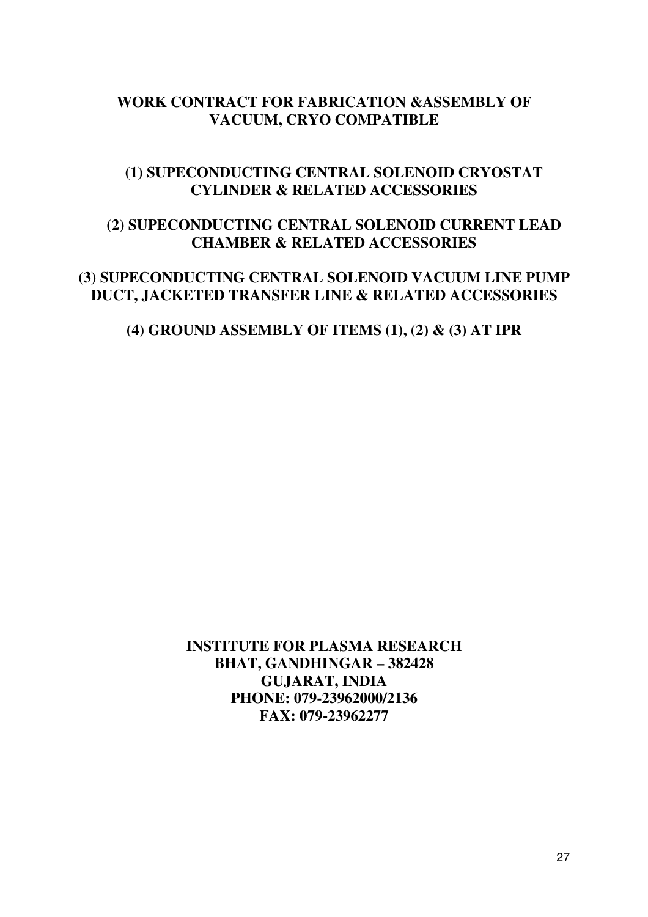# WORK CONTRACT FOR FABRICATION &ASSEMBLY OF VACUUM, CRYO COMPATIBLE

## (1) SUPECONDUCTING CENTRAL SOLENOID CRYOSTAT CYLINDER & RELATED ACCESSORIES

## (2) SUPECONDUCTING CENTRAL SOLENOID CURRENT LEAD CHAMBER & RELATED ACCESSORIES

## (3) SUPECONDUCTING CENTRAL SOLENOID VACUUM LINE PUMP DUCT, JACKETED TRANSFER LINE & RELATED ACCESSORIES

## (4) GROUND ASSEMBLY OF ITEMS (1), (2) & (3) AT IPR

**INSTITUTE FOR PLASMA RESEARCH**
**BHAT, GANDHINGAR – 382428**
**GUJARAT, INDIA**
**PHONE: 079-23962000/2136**
**FAX: 079-23962277**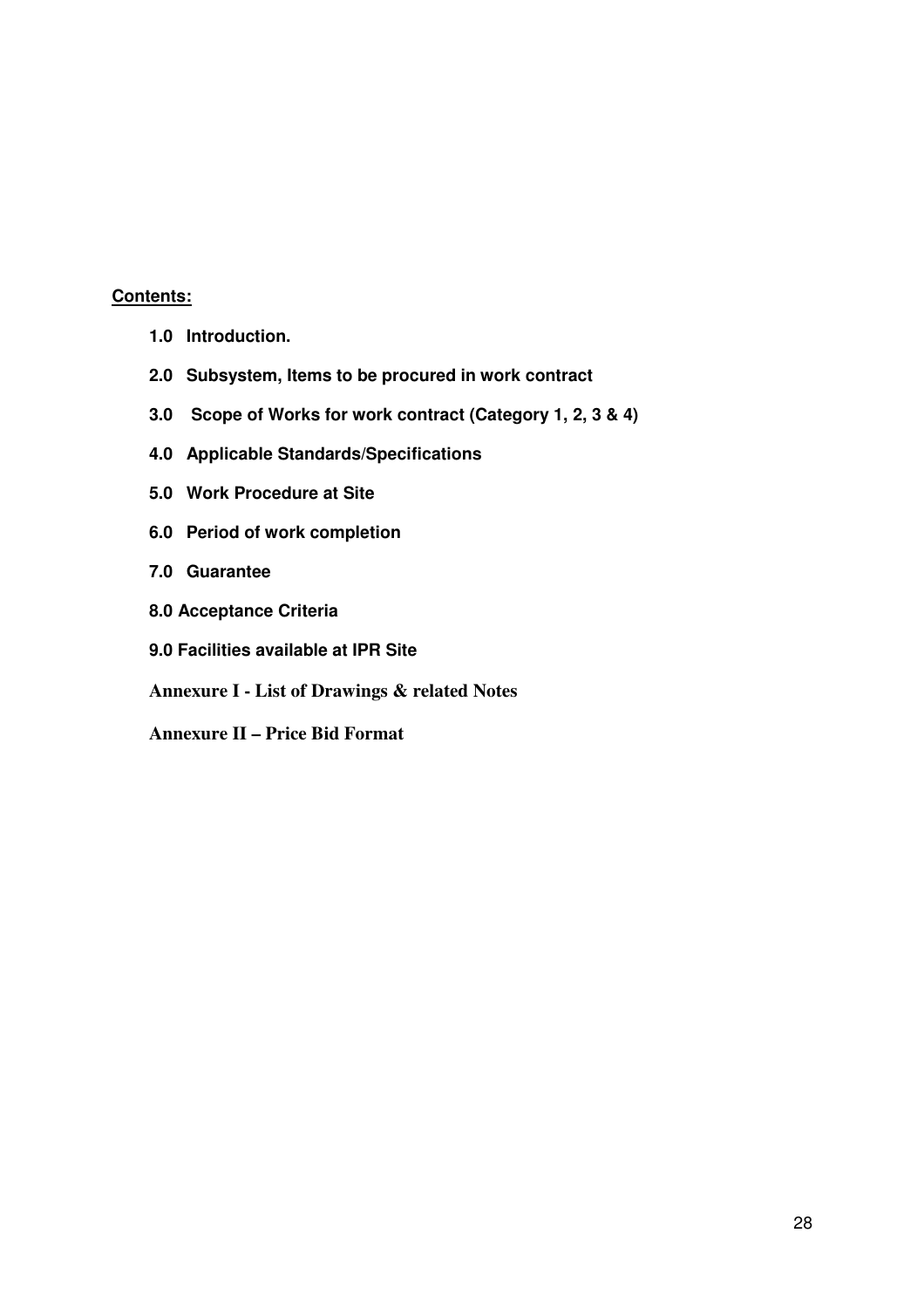**Contents:**

**1.0 Introduction.**

**2.0 Subsystem, Items to be procured in work contract**

**3.0 Scope of Works for work contract (Category 1, 2, 3 & 4)**

**4.0 Applicable Standards/Specifications**

**5.0 Work Procedure at Site**

**6.0 Period of work completion**

**7.0 Guarantee**

**8.0 Acceptance Criteria**

**9.0 Facilities available at IPR Site**

**Annexure I - List of Drawings & related Notes**

**Annexure II – Price Bid Format**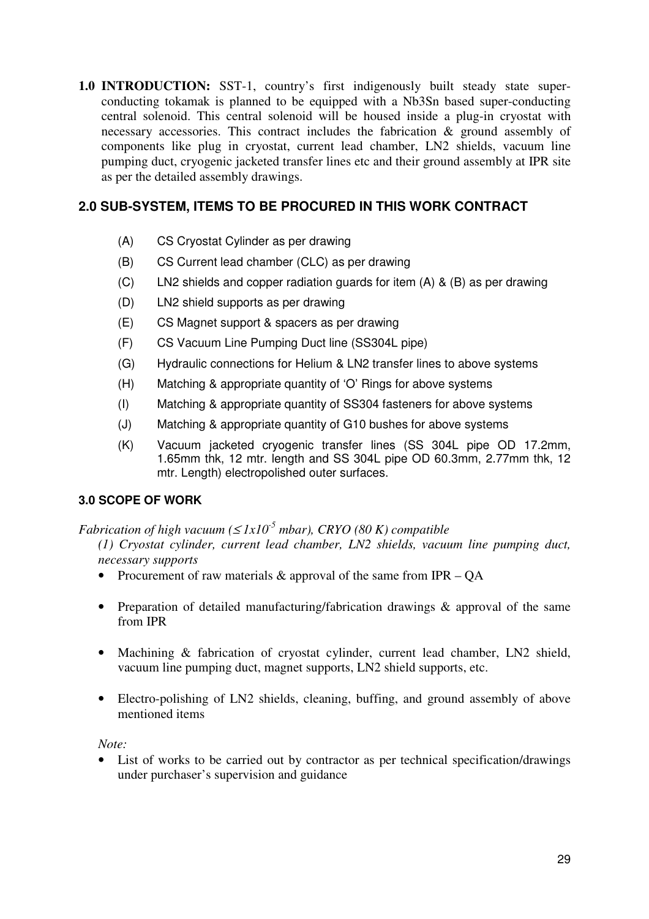**1.0 INTRODUCTION:** SST-1, country's first indigenously built steady state super-conducting tokamak is planned to be equipped with a $Nb_3Sn$ based super-conducting central solenoid. This central solenoid will be housed inside a plug-in cryostat with necessary accessories. This contract includes the fabrication & ground assembly of components like plug in cryostat, current lead chamber, LN2 shields, vacuum line pumping duct, cryogenic jacketed transfer lines etc and their ground assembly at IPR site as per the detailed assembly drawings.

## 2.0 SUB-SYSTEM, ITEMS TO BE PROCURED IN THIS WORK CONTRACT

- (A) CS Cryostat Cylinder as per drawing
- (B) CS Current lead chamber (CLC) as per drawing
- (C) LN2 shields and copper radiation guards for item (A) & (B) as per drawing
- (D) LN2 shield supports as per drawing
- (E) CS Magnet support & spacers as per drawing
- (F) CS Vacuum Line Pumping Duct line (SS304L pipe)
- (G) Hydraulic connections for Helium & LN2 transfer lines to above systems
- (H) Matching & appropriate quantity of 'O' Rings for above systems
- (I) Matching & appropriate quantity of SS304 fasteners for above systems
- (J) Matching & appropriate quantity of G10 bushes for above systems
- (K) Vacuum jacketed cryogenic transfer lines (SS 304L pipe OD 17.2mm, 1.65mm thk, 12 mtr. length and SS 304L pipe OD 60.3mm, 2.77mm thk, 12 mtr. Length) electropolished outer surfaces.

### 3.0 SCOPE OF WORK

*Fabrication of high vacuum ($\leq 1x10^{-5}$ mbar), CRYO (80 K) compatible*

*(1) Cryostat cylinder, current lead chamber, LN2 shields, vacuum line pumping duct, necessary supports*

- Procurement of raw materials & approval of the same from IPR – QA
- Preparation of detailed manufacturing/fabrication drawings & approval of the same from IPR
- Machining & fabrication of cryostat cylinder, current lead chamber, LN2 shield, vacuum line pumping duct, magnet supports, LN2 shield supports, etc.
- Electro-polishing of LN2 shields, cleaning, buffing, and ground assembly of above mentioned items

*Note:*

- List of works to be carried out by contractor as per technical specification/drawings under purchaser's supervision and guidance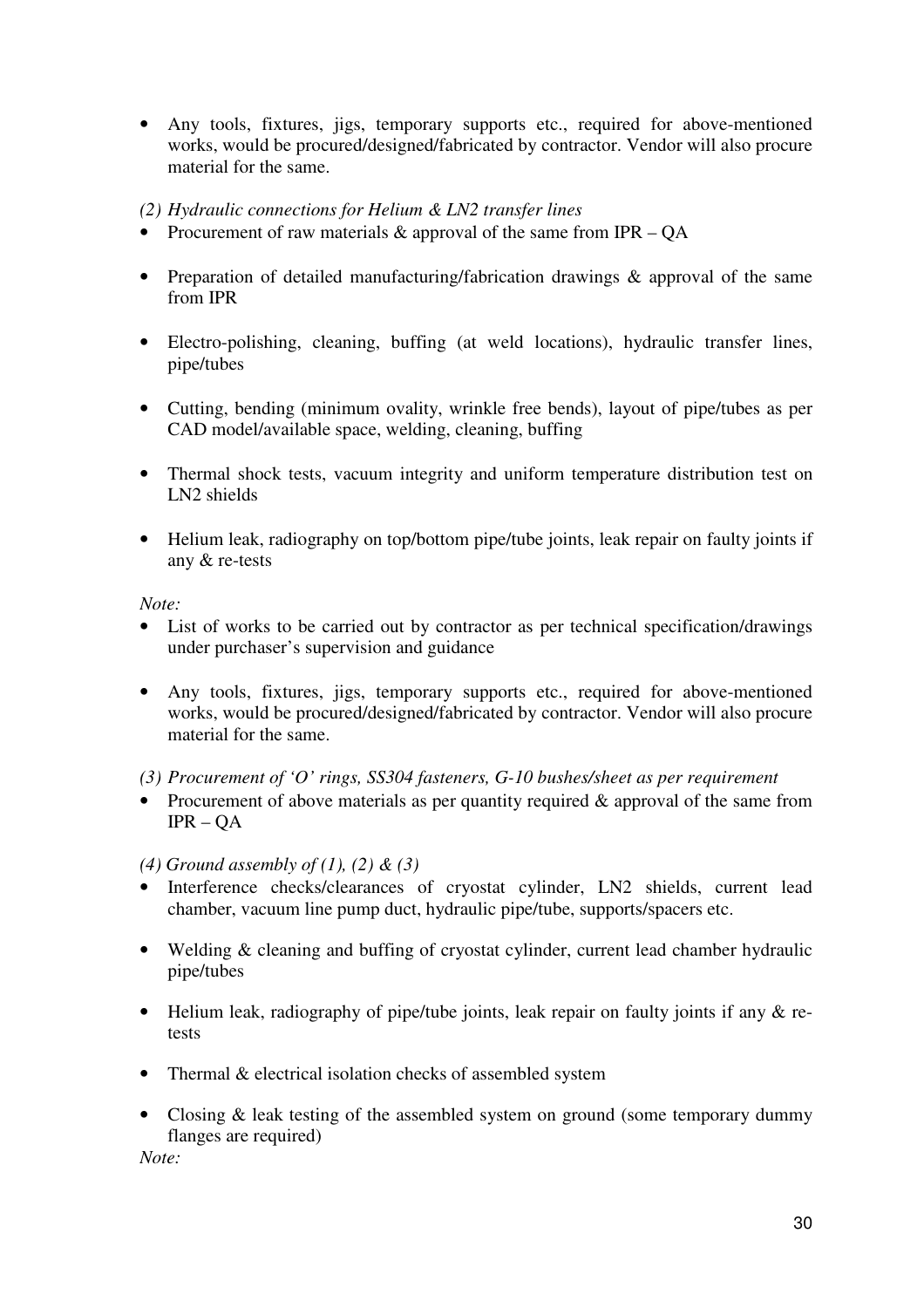- Any tools, fixtures, jigs, temporary supports etc., required for above-mentioned works, would be procured/designed/fabricated by contractor. Vendor will also procure material for the same.

*(2) Hydraulic connections for Helium & LN2 transfer lines*

- Procurement of raw materials & approval of the same from IPR – QA
- Preparation of detailed manufacturing/fabrication drawings & approval of the same from IPR
- Electro-polishing, cleaning, buffing (at weld locations), hydraulic transfer lines, pipe/tubes
- Cutting, bending (minimum ovality, wrinkle free bends), layout of pipe/tubes as per CAD model/available space, welding, cleaning, buffing
- Thermal shock tests, vacuum integrity and uniform temperature distribution test on LN2 shields
- Helium leak, radiography on top/bottom pipe/tube joints, leak repair on faulty joints if any & re-tests

*Note:*

- List of works to be carried out by contractor as per technical specification/drawings under purchaser's supervision and guidance
- Any tools, fixtures, jigs, temporary supports etc., required for above-mentioned works, would be procured/designed/fabricated by contractor. Vendor will also procure material for the same.

*(3) Procurement of 'O' rings, SS304 fasteners, G-10 bushes/sheet as per requirement*

- Procurement of above materials as per quantity required & approval of the same from IPR – QA

*(4) Ground assembly of (1), (2) & (3)*

- Interference checks/clearances of cryostat cylinder, LN2 shields, current lead chamber, vacuum line pump duct, hydraulic pipe/tube, supports/spacers etc.
- Welding & cleaning and buffing of cryostat cylinder, current lead chamber hydraulic pipe/tubes
- Helium leak, radiography of pipe/tube joints, leak repair on faulty joints if any & re-tests
- Thermal & electrical isolation checks of assembled system
- Closing & leak testing of the assembled system on ground (some temporary dummy flanges are required)

*Note:*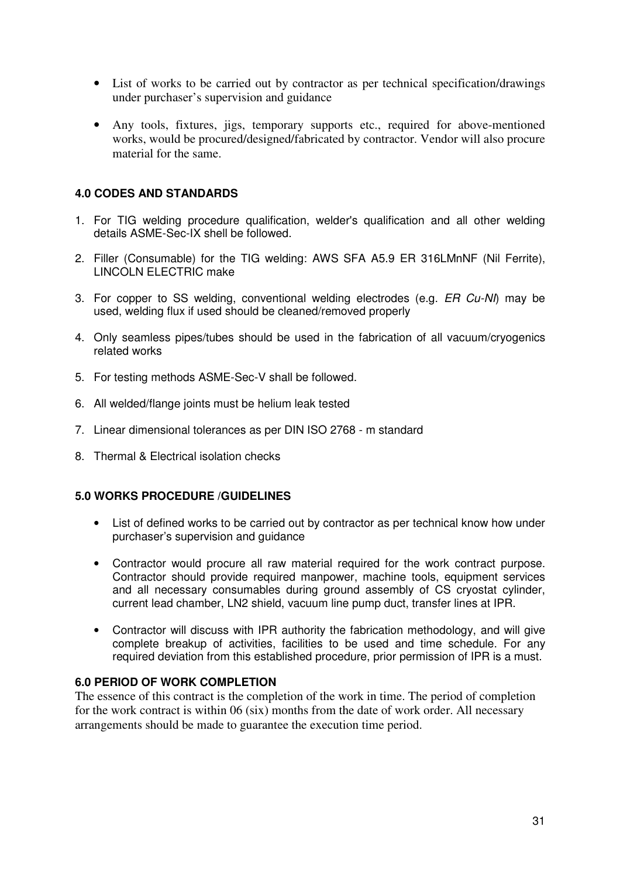- List of works to be carried out by contractor as per technical specification/drawings under purchaser's supervision and guidance
- Any tools, fixtures, jigs, temporary supports etc., required for above-mentioned works, would be procured/designed/fabricated by contractor. Vendor will also procure material for the same.

**4.0 CODES AND STANDARDS**

1. For TIG welding procedure qualification, welder's qualification and all other welding details ASME-Sec-IX shell be followed.
2. Filler (Consumable) for the TIG welding: AWS SFA A5.9 ER 316LMnNF (Nil Ferrite), LINCOLN ELECTRIC make
3. For copper to SS welding, conventional welding electrodes (e.g. *ER Cu-NI*) may be used, welding flux if used should be cleaned/removed properly
4. Only seamless pipes/tubes should be used in the fabrication of all vacuum/cryogenics related works
5. For testing methods ASME-Sec-V shall be followed.
6. All welded/flange joints must be helium leak tested
7. Linear dimensional tolerances as per DIN ISO 2768 - m standard
8. Thermal & Electrical isolation checks

**5.0 WORKS PROCEDURE /GUIDELINES**

- List of defined works to be carried out by contractor as per technical know how under purchaser's supervision and guidance
- Contractor would procure all raw material required for the work contract purpose. Contractor should provide required manpower, machine tools, equipment services and all necessary consumables during ground assembly of CS cryostat cylinder, current lead chamber, LN2 shield, vacuum line pump duct, transfer lines at IPR.
- Contractor will discuss with IPR authority the fabrication methodology, and will give complete breakup of activities, facilities to be used and time schedule. For any required deviation from this established procedure, prior permission of IPR is a must.

**6.0 PERIOD OF WORK COMPLETION**

The essence of this contract is the completion of the work in time. The period of completion for the work contract is within 06 (six) months from the date of work order. All necessary arrangements should be made to guarantee the execution time period.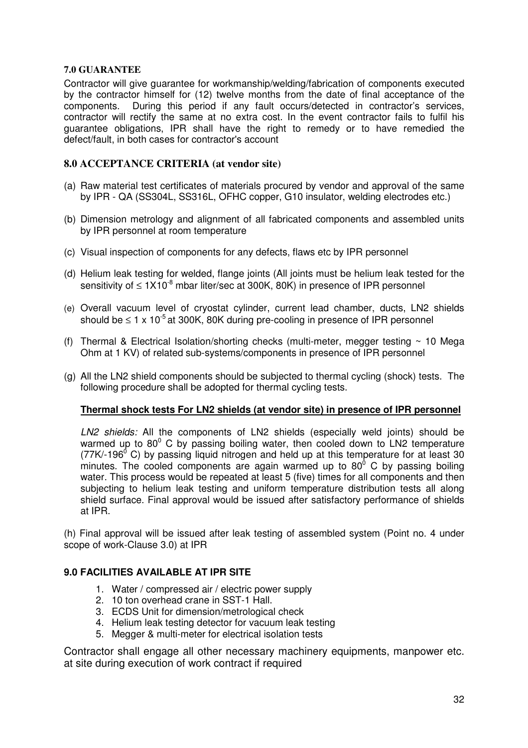### 7.0 GUARANTEE

Contractor will give guarantee for workmanship/welding/fabrication of components executed by the contractor himself for (12) twelve months from the date of final acceptance of the components. During this period if any fault occurs/detected in contractor's services, contractor will rectify the same at no extra cost. In the event contractor fails to fulfil his guarantee obligations, IPR shall have the right to remedy or to have remedied the defect/fault, in both cases for contractor's account

### 8.0 ACCEPTANCE CRITERIA (at vendor site)

(a) Raw material test certificates of materials procured by vendor and approval of the same by IPR - QA (SS304L, SS316L, OFHC copper, G10 insulator, welding electrodes etc.)

(b) Dimension metrology and alignment of all fabricated components and assembled units by IPR personnel at room temperature

(c) Visual inspection of components for any defects, flaws etc by IPR personnel

(d) Helium leak testing for welded, flange joints (All joints must be helium leak tested for the sensitivity of $\leq 1X10^{-8}$ mbar liter/sec at 300K, 80K) in presence of IPR personnel

(e) Overall vacuum level of cryostat cylinder, current lead chamber, ducts, LN2 shields should be $\leq 1 \times 10^{-5}$ at 300K, 80K during pre-cooling in presence of IPR personnel

(f) Thermal & Electrical Isolation/shorting checks (multi-meter, megger testing ~ 10 Mega Ohm at 1 KV) of related sub-systems/components in presence of IPR personnel

(g) All the LN2 shield components should be subjected to thermal cycling (shock) tests. The following procedure shall be adopted for thermal cycling tests.

**Thermal shock tests For LN2 shields (at vendor site) in presence of IPR personnel**

*LN2 shields:* All the components of LN2 shields (especially weld joints) should be warmed up to $80^0$ C by passing boiling water, then cooled down to LN2 temperature (77K/-$196^0$ C) by passing liquid nitrogen and held up at this temperature for at least 30 minutes. The cooled components are again warmed up to $80^0$ C by passing boiling water. This process would be repeated at least 5 (five) times for all components and then subjecting to helium leak testing and uniform temperature distribution tests all along shield surface. Final approval would be issued after satisfactory performance of shields at IPR.

(h) Final approval will be issued after leak testing of assembled system (Point no. 4 under scope of work-Clause 3.0) at IPR

### 9.0 FACILITIES AVAILABLE AT IPR SITE

1. Water / compressed air / electric power supply
2. 10 ton overhead crane in SST-1 Hall.
3. ECDS Unit for dimension/metrological check
4. Helium leak testing detector for vacuum leak testing
5. Megger & multi-meter for electrical isolation tests

Contractor shall engage all other necessary machinery equipments, manpower etc. at site during execution of work contract if required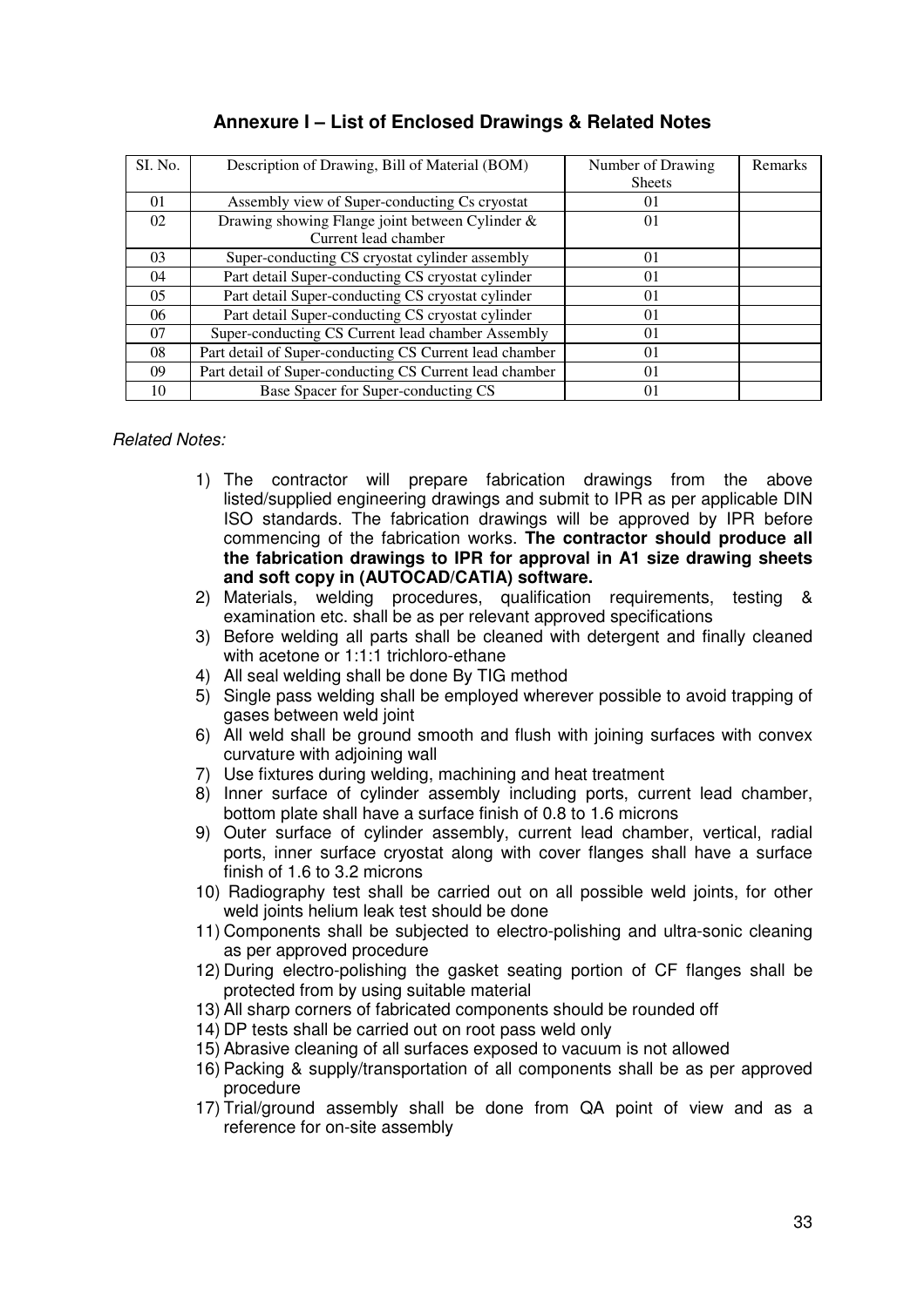## Annexure I – List of Enclosed Drawings & Related Notes

| SI. No. | Description of Drawing, Bill of Material (BOM) | Number of Drawing Sheets | Remarks |
|---|---|---|---|
| 01 | Assembly view of Super-conducting Cs cryostat | 01 | |
| 02 | Drawing showing Flange joint between Cylinder & Current lead chamber | 01 | |
| 03 | Super-conducting CS cryostat cylinder assembly | 01 | |
| 04 | Part detail Super-conducting CS cryostat cylinder | 01 | |
| 05 | Part detail Super-conducting CS cryostat cylinder | 01 | |
| 06 | Part detail Super-conducting CS cryostat cylinder | 01 | |
| 07 | Super-conducting CS Current lead chamber Assembly | 01 | |
| 08 | Part detail of Super-conducting CS Current lead chamber | 01 | |
| 09 | Part detail of Super-conducting CS Current lead chamber | 01 | |
| 10 | Base Spacer for Super-conducting CS | 01 | |

*Related Notes:*

1) The contractor will prepare fabrication drawings from the above listed/supplied engineering drawings and submit to IPR as per applicable DIN ISO standards. The fabrication drawings will be approved by IPR before commencing of the fabrication works. **The contractor should produce all the fabrication drawings to IPR for approval in A1 size drawing sheets and soft copy in (AUTOCAD/CATIA) software.**
2) Materials, welding procedures, qualification requirements, testing & examination etc. shall be as per relevant approved specifications
3) Before welding all parts shall be cleaned with detergent and finally cleaned with acetone or 1:1:1 trichloro-ethane
4) All seal welding shall be done By TIG method
5) Single pass welding shall be employed wherever possible to avoid trapping of gases between weld joint
6) All weld shall be ground smooth and flush with joining surfaces with convex curvature with adjoining wall
7) Use fixtures during welding, machining and heat treatment
8) Inner surface of cylinder assembly including ports, current lead chamber, bottom plate shall have a surface finish of 0.8 to 1.6 microns
9) Outer surface of cylinder assembly, current lead chamber, vertical, radial ports, inner surface cryostat along with cover flanges shall have a surface finish of 1.6 to 3.2 microns
10) Radiography test shall be carried out on all possible weld joints, for other weld joints helium leak test should be done
11) Components shall be subjected to electro-polishing and ultra-sonic cleaning as per approved procedure
12) During electro-polishing the gasket seating portion of CF flanges shall be protected from by using suitable material
13) All sharp corners of fabricated components should be rounded off
14) DP tests shall be carried out on root pass weld only
15) Abrasive cleaning of all surfaces exposed to vacuum is not allowed
16) Packing & supply/transportation of all components shall be as per approved procedure
17) Trial/ground assembly shall be done from QA point of view and as a reference for on-site assembly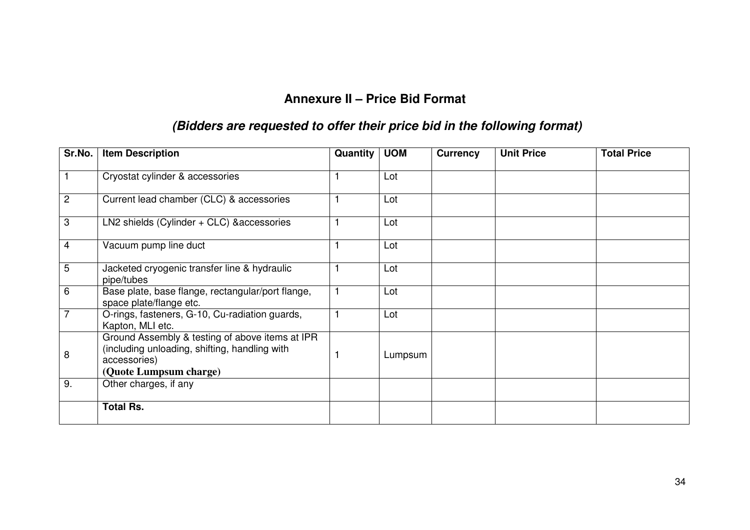## Annexure II – Price Bid Format

### *(Bidders are requested to offer their price bid in the following format)*

| Sr.No. | Item Description | Quantity | UOM | Currency | Unit Price | Total Price |
|---|---|---|---|---|---|---|
| 1 | Cryostat cylinder & accessories | 1 | Lot | | | |
| 2 | Current lead chamber (CLC) & accessories | 1 | Lot | | | |
| 3 | LN2 shields (Cylinder + CLC) &accessories | 1 | Lot | | | |
| 4 | Vacuum pump line duct | 1 | Lot | | | |
| 5 | Jacketed cryogenic transfer line & hydraulic pipe/tubes | 1 | Lot | | | |
| 6 | Base plate, base flange, rectangular/port flange, space plate/flange etc. | 1 | Lot | | | |
| 7 | O-rings, fasteners, G-10, Cu-radiation guards, Kapton, MLI etc. | 1 | Lot | | | |
| 8 | Ground Assembly & testing of above items at IPR (including unloading, shifting, handling with accessories) **(Quote Lumpsum charge)** | 1 | Lumpsum | | | |
| 9. | Other charges, if any | | | | | |
| | **Total Rs.** | | | | | |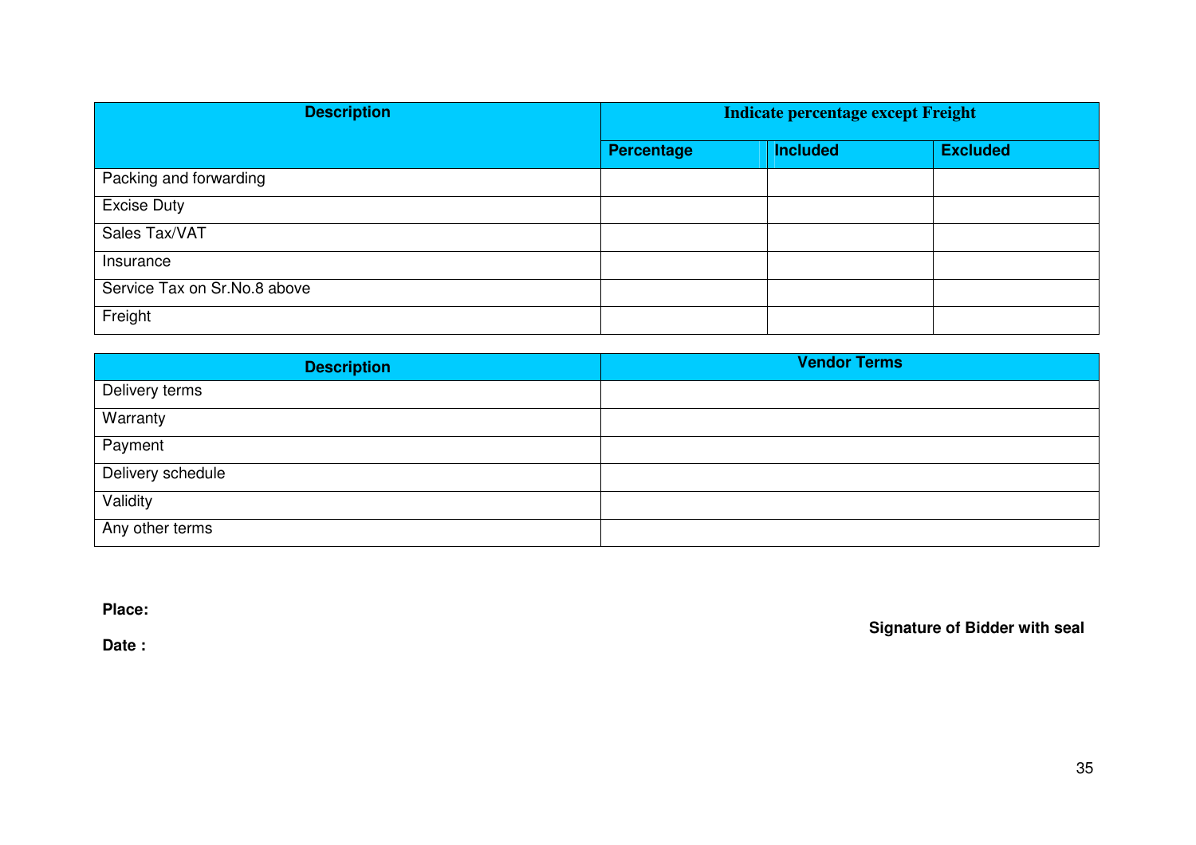| Description | Indicate percentage except Freight | | |
|---|---|---|---|
| | Percentage | Included | Excluded |
| Packing and forwarding | | | |
| Excise Duty | | | |
| Sales Tax/VAT | | | |
| Insurance | | | |
| Service Tax on Sr.No.8 above | | | |
| Freight | | | |

| Description | Vendor Terms |
|---|---|
| Delivery terms | |
| Warranty | |
| Payment | |
| Delivery schedule | |
| Validity | |
| Any other terms | |

**Place:**

**Signature of Bidder with seal**

**Date :**